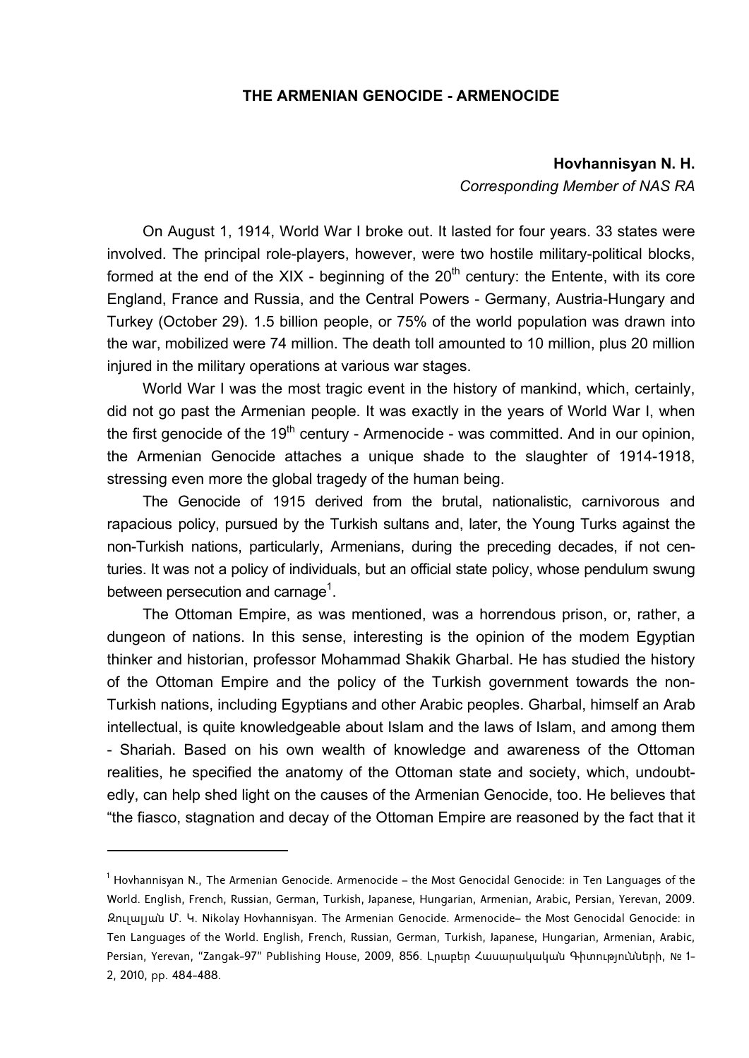# THE ARMENIAN GENOCIDE - ARMENOCIDE

**Hovhannisyan N. H.**
*Corresponding Member of NAS RA*

On August 1, 1914, World War I broke out. It lasted for four years. 33 states were involved. The principal role-players, however, were two hostile military-political blocks, formed at the end of the XIX - beginning of the 20th century: the Entente, with its core England, France and Russia, and the Central Powers - Germany, Austria-Hungary and Turkey (October 29). 1.5 billion people, or 75% of the world population was drawn into the war, mobilized were 74 million. The death toll amounted to 10 million, plus 20 million injured in the military operations at various war stages.

World War I was the most tragic event in the history of mankind, which, certainly, did not go past the Armenian people. It was exactly in the years of World War I, when the first genocide of the 19th century - Armenocide - was committed. And in our opinion, the Armenian Genocide attaches a unique shade to the slaughter of 1914-1918, stressing even more the global tragedy of the human being.

The Genocide of 1915 derived from the brutal, nationalistic, carnivorous and rapacious policy, pursued by the Turkish sultans and, later, the Young Turks against the non-Turkish nations, particularly, Armenians, during the preceding decades, if not centuries. It was not a policy of individuals, but an official state policy, whose pendulum swung between persecution and carnage[1].

The Ottoman Empire, as was mentioned, was a horrendous prison, or, rather, a dungeon of nations. In this sense, interesting is the opinion of the modem Egyptian thinker and historian, professor Mohammad Shakik Gharbal. He has studied the history of the Ottoman Empire and the policy of the Turkish government towards the non-Turkish nations, including Egyptians and other Arabic peoples. Gharbal, himself an Arab intellectual, is quite knowledgeable about Islam and the laws of Islam, and among them - Shariah. Based on his own wealth of knowledge and awareness of the Ottoman realities, he specified the anatomy of the Ottoman state and society, which, undoubtedly, can help shed light on the causes of the Armenian Genocide, too. He believes that "the fiasco, stagnation and decay of the Ottoman Empire are reasoned by the fact that it

---

[1] Hovhannisyan N., The Armenian Genocide. Armenocide – the Most Genocidal Genocide: in Ten Languages of the World. English, French, Russian, German, Turkish, Japanese, Hungarian, Armenian, Arabic, Persian, Yerevan, 2009. Զուլալյան Մ. Կ. Nikolay Hovhannisyan. The Armenian Genocide. Armenocide– the Most Genocidal Genocide: in Ten Languages of the World. English, French, Russian, German, Turkish, Japanese, Hungarian, Armenian, Arabic, Persian, Yerevan, "Zangak-97" Publishing House, 2009, 856. Լրաբեր Հասարակական Գիտությունների, № 1-2, 2010, pp. 484-488.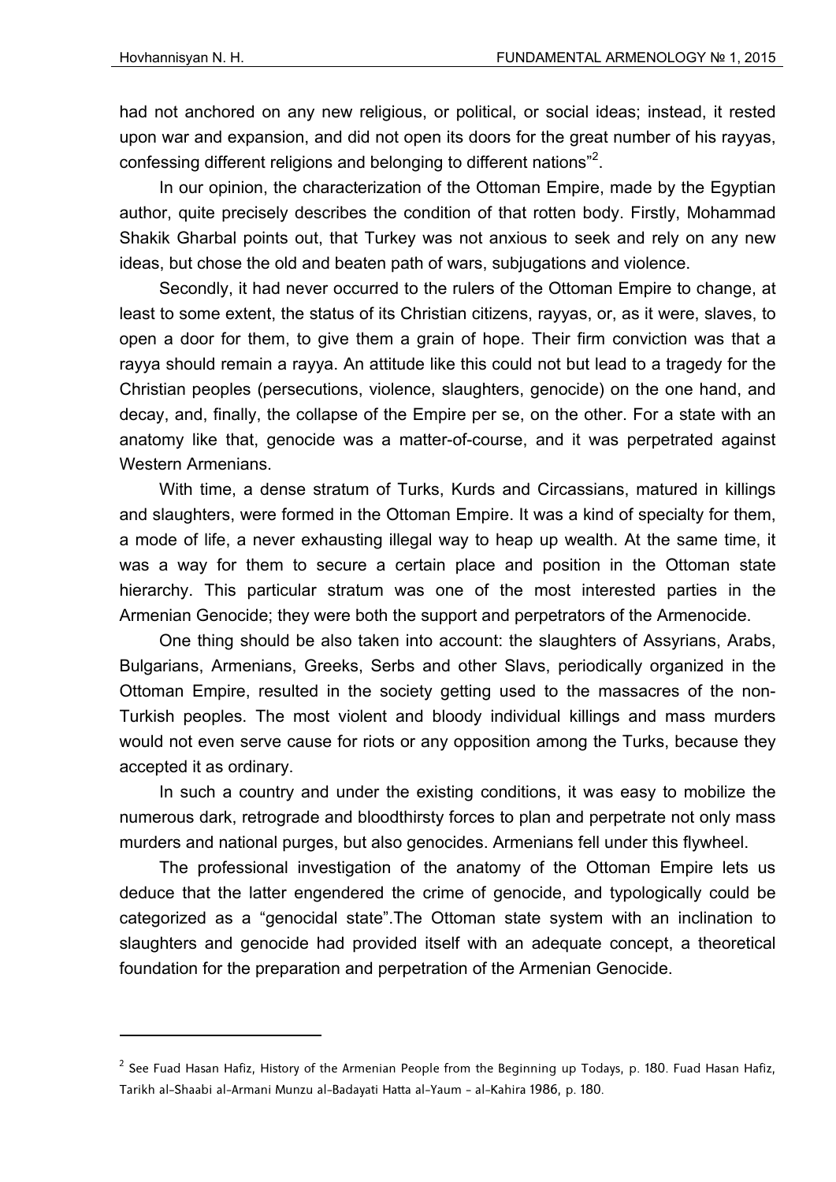had not anchored on any new religious, or political, or social ideas; instead, it rested upon war and expansion, and did not open its doors for the great number of his rayyas, confessing different religions and belonging to different nations"[2].

In our opinion, the characterization of the Ottoman Empire, made by the Egyptian author, quite precisely describes the condition of that rotten body. Firstly, Mohammad Shakik Gharbal points out, that Turkey was not anxious to seek and rely on any new ideas, but chose the old and beaten path of wars, subjugations and violence.

Secondly, it had never occurred to the rulers of the Ottoman Empire to change, at least to some extent, the status of its Christian citizens, rayyas, or, as it were, slaves, to open a door for them, to give them a grain of hope. Their firm conviction was that a rayya should remain a rayya. An attitude like this could not but lead to a tragedy for the Christian peoples (persecutions, violence, slaughters, genocide) on the one hand, and decay, and, finally, the collapse of the Empire per se, on the other. For a state with an anatomy like that, genocide was a matter-of-course, and it was perpetrated against Western Armenians.

With time, a dense stratum of Turks, Kurds and Circassians, matured in killings and slaughters, were formed in the Ottoman Empire. It was a kind of specialty for them, a mode of life, a never exhausting illegal way to heap up wealth. At the same time, it was a way for them to secure a certain place and position in the Ottoman state hierarchy. This particular stratum was one of the most interested parties in the Armenian Genocide; they were both the support and perpetrators of the Armenocide.

One thing should be also taken into account: the slaughters of Assyrians, Arabs, Bulgarians, Armenians, Greeks, Serbs and other Slavs, periodically organized in the Ottoman Empire, resulted in the society getting used to the massacres of the non-Turkish peoples. The most violent and bloody individual killings and mass murders would not even serve cause for riots or any opposition among the Turks, because they accepted it as ordinary.

In such a country and under the existing conditions, it was easy to mobilize the numerous dark, retrograde and bloodthirsty forces to plan and perpetrate not only mass murders and national purges, but also genocides. Armenians fell under this flywheel.

The professional investigation of the anatomy of the Ottoman Empire lets us deduce that the latter engendered the crime of genocide, and typologically could be categorized as a "genocidal state".The Ottoman state system with an inclination to slaughters and genocide had provided itself with an adequate concept, a theoretical foundation for the preparation and perpetration of the Armenian Genocide.

---

[2] See Fuad Hasan Hafiz, History of the Armenian People from the Beginning up Todays, p. 180. Fuad Hasan Hafiz, Tarikh al-Shaabi al-Armani Munzu al-Badayati Hatta al-Yaum - al-Kahira 1986, p. 180.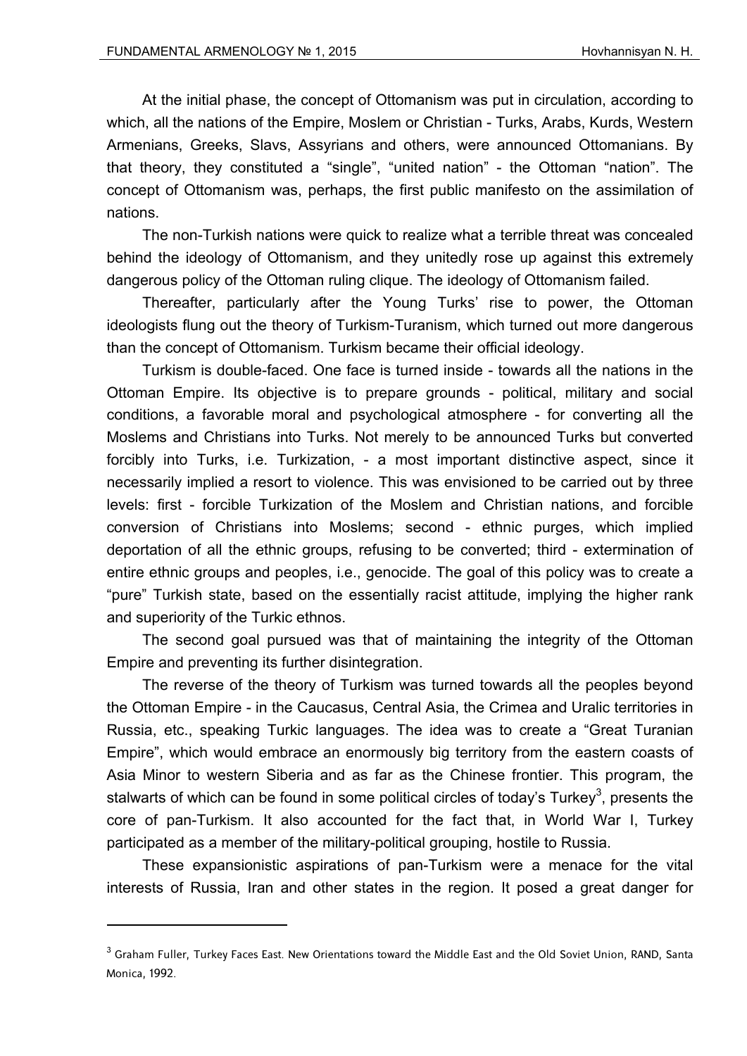At the initial phase, the concept of Ottomanism was put in circulation, according to which, all the nations of the Empire, Moslem or Christian - Turks, Arabs, Kurds, Western Armenians, Greeks, Slavs, Assyrians and others, were announced Ottomanians. By that theory, they constituted a “single”, “united nation” - the Ottoman “nation”. The concept of Ottomanism was, perhaps, the first public manifesto on the assimilation of nations.

The non-Turkish nations were quick to realize what a terrible threat was concealed behind the ideology of Ottomanism, and they unitedly rose up against this extremely dangerous policy of the Ottoman ruling clique. The ideology of Ottomanism failed.

Thereafter, particularly after the Young Turks’ rise to power, the Ottoman ideologists flung out the theory of Turkism-Turanism, which turned out more dangerous than the concept of Ottomanism. Turkism became their official ideology.

Turkism is double-faced. One face is turned inside - towards all the nations in the Ottoman Empire. Its objective is to prepare grounds - political, military and social conditions, a favorable moral and psychological atmosphere - for converting all the Moslems and Christians into Turks. Not merely to be announced Turks but converted forcibly into Turks, i.e. Turkization, - a most important distinctive aspect, since it necessarily implied a resort to violence. This was envisioned to be carried out by three levels: first - forcible Turkization of the Moslem and Christian nations, and forcible conversion of Christians into Moslems; second - ethnic purges, which implied deportation of all the ethnic groups, refusing to be converted; third - extermination of entire ethnic groups and peoples, i.e., genocide. The goal of this policy was to create a “pure” Turkish state, based on the essentially racist attitude, implying the higher rank and superiority of the Turkic ethnos.

The second goal pursued was that of maintaining the integrity of the Ottoman Empire and preventing its further disintegration.

The reverse of the theory of Turkism was turned towards all the peoples beyond the Ottoman Empire - in the Caucasus, Central Asia, the Crimea and Uralic territories in Russia, etc., speaking Turkic languages. The idea was to create a “Great Turanian Empire”, which would embrace an enormously big territory from the eastern coasts of Asia Minor to western Siberia and as far as the Chinese frontier. This program, the stalwarts of which can be found in some political circles of today’s Turkey[3], presents the core of pan-Turkism. It also accounted for the fact that, in World War I, Turkey participated as a member of the military-political grouping, hostile to Russia.

These expansionistic aspirations of pan-Turkism were a menace for the vital interests of Russia, Iran and other states in the region. It posed a great danger for

---

[3] Graham Fuller, Turkey Faces East. New Orientations toward the Middle East and the Old Soviet Union, RAND, Santa Monica, 1992.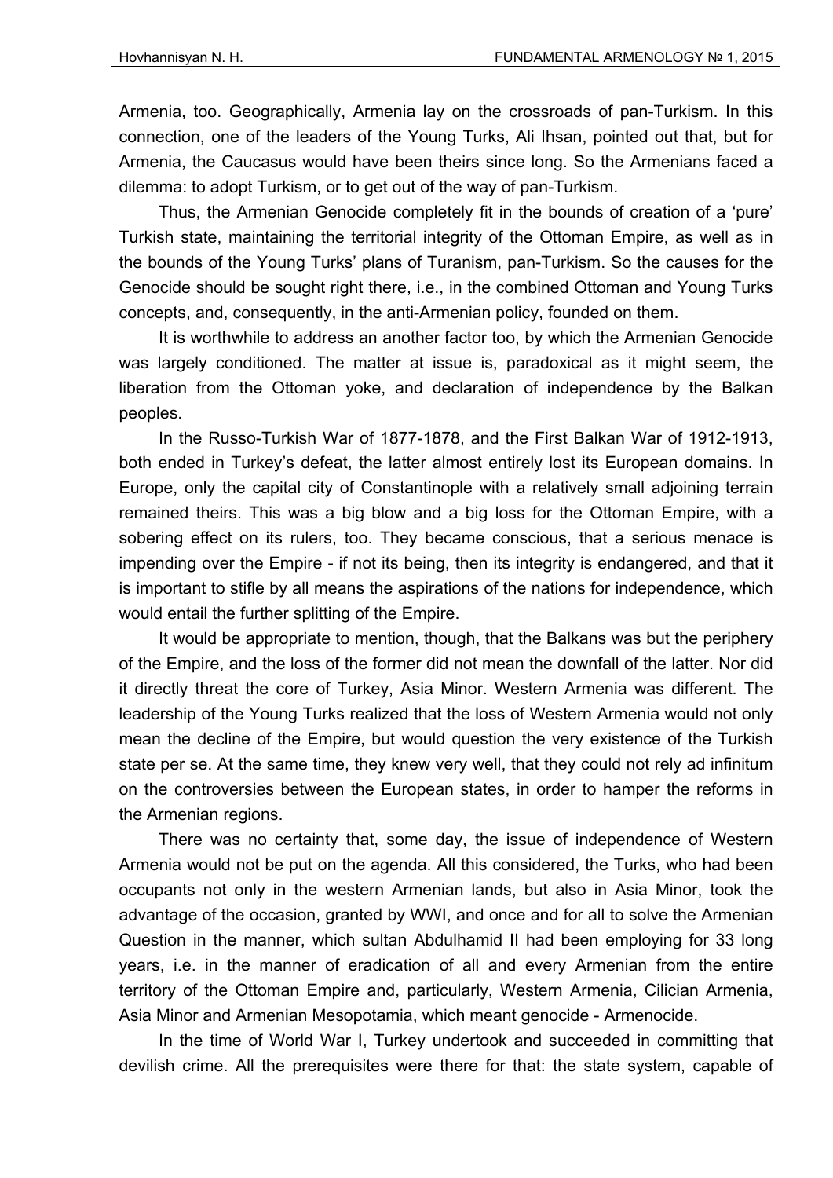Armenia, too. Geographically, Armenia lay on the crossroads of pan-Turkism. In this connection, one of the leaders of the Young Turks, Ali Ihsan, pointed out that, but for Armenia, the Caucasus would have been theirs since long. So the Armenians faced a dilemma: to adopt Turkism, or to get out of the way of pan-Turkism.

Thus, the Armenian Genocide completely fit in the bounds of creation of a 'pure' Turkish state, maintaining the territorial integrity of the Ottoman Empire, as well as in the bounds of the Young Turks' plans of Turanism, pan-Turkism. So the causes for the Genocide should be sought right there, i.e., in the combined Ottoman and Young Turks concepts, and, consequently, in the anti-Armenian policy, founded on them.

It is worthwhile to address an another factor too, by which the Armenian Genocide was largely conditioned. The matter at issue is, paradoxical as it might seem, the liberation from the Ottoman yoke, and declaration of independence by the Balkan peoples.

In the Russo-Turkish War of 1877-1878, and the First Balkan War of 1912-1913, both ended in Turkey's defeat, the latter almost entirely lost its European domains. In Europe, only the capital city of Constantinople with a relatively small adjoining terrain remained theirs. This was a big blow and a big loss for the Ottoman Empire, with a sobering effect on its rulers, too. They became conscious, that a serious menace is impending over the Empire - if not its being, then its integrity is endangered, and that it is important to stifle by all means the aspirations of the nations for independence, which would entail the further splitting of the Empire.

It would be appropriate to mention, though, that the Balkans was but the periphery of the Empire, and the loss of the former did not mean the downfall of the latter. Nor did it directly threat the core of Turkey, Asia Minor. Western Armenia was different. The leadership of the Young Turks realized that the loss of Western Armenia would not only mean the decline of the Empire, but would question the very existence of the Turkish state per se. At the same time, they knew very well, that they could not rely ad infinitum on the controversies between the European states, in order to hamper the reforms in the Armenian regions.

There was no certainty that, some day, the issue of independence of Western Armenia would not be put on the agenda. All this considered, the Turks, who had been occupants not only in the western Armenian lands, but also in Asia Minor, took the advantage of the occasion, granted by WWI, and once and for all to solve the Armenian Question in the manner, which sultan Abdulhamid II had been employing for 33 long years, i.e. in the manner of eradication of all and every Armenian from the entire territory of the Ottoman Empire and, particularly, Western Armenia, Cilician Armenia, Asia Minor and Armenian Mesopotamia, which meant genocide - Armenocide.

In the time of World War I, Turkey undertook and succeeded in committing that devilish crime. All the prerequisites were there for that: the state system, capable of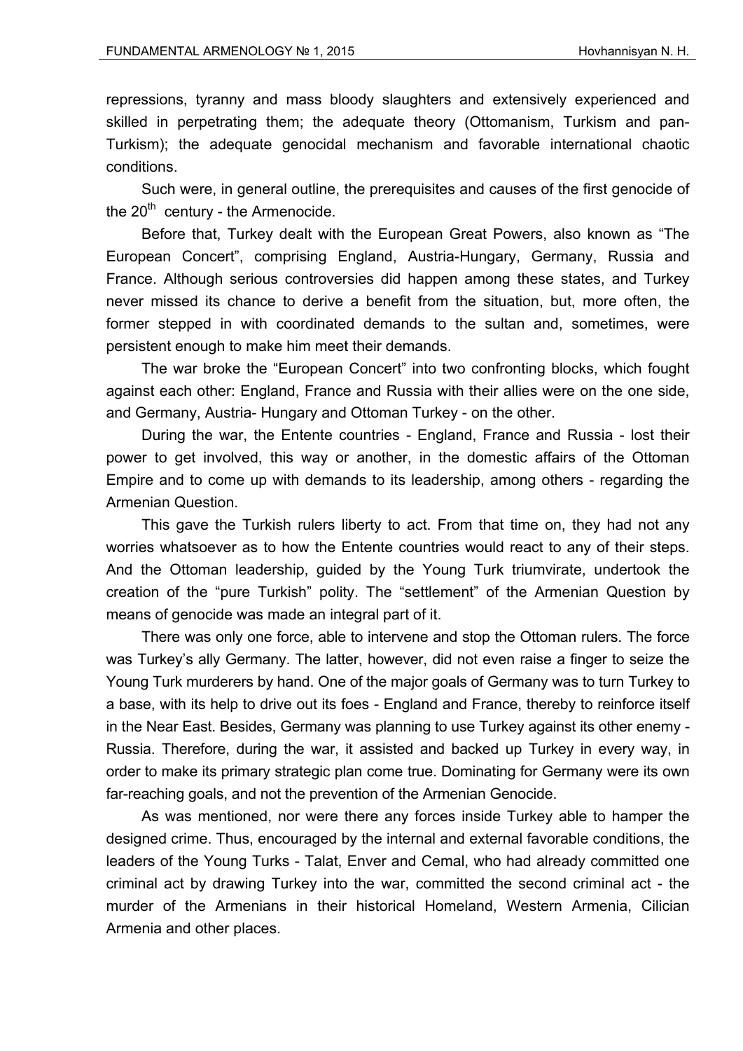repressions, tyranny and mass bloody slaughters and extensively experienced and skilled in perpetrating them; the adequate theory (Ottomanism, Turkism and pan-Turkism); the adequate genocidal mechanism and favorable international chaotic conditions.

Such were, in general outline, the prerequisites and causes of the first genocide of the $20^{th}$ century - the Armenocide.

Before that, Turkey dealt with the European Great Powers, also known as “The European Concert”, comprising England, Austria-Hungary, Germany, Russia and France. Although serious controversies did happen among these states, and Turkey never missed its chance to derive a benefit from the situation, but, more often, the former stepped in with coordinated demands to the sultan and, sometimes, were persistent enough to make him meet their demands.

The war broke the “European Concert” into two confronting blocks, which fought against each other: England, France and Russia with their allies were on the one side, and Germany, Austria- Hungary and Ottoman Turkey - on the other.

During the war, the Entente countries - England, France and Russia - lost their power to get involved, this way or another, in the domestic affairs of the Ottoman Empire and to come up with demands to its leadership, among others - regarding the Armenian Question.

This gave the Turkish rulers liberty to act. From that time on, they had not any worries whatsoever as to how the Entente countries would react to any of their steps. And the Ottoman leadership, guided by the Young Turk triumvirate, undertook the creation of the “pure Turkish” polity. The “settlement” of the Armenian Question by means of genocide was made an integral part of it.

There was only one force, able to intervene and stop the Ottoman rulers. The force was Turkey’s ally Germany. The latter, however, did not even raise a finger to seize the Young Turk murderers by hand. One of the major goals of Germany was to turn Turkey to a base, with its help to drive out its foes - England and France, thereby to reinforce itself in the Near East. Besides, Germany was planning to use Turkey against its other enemy - Russia. Therefore, during the war, it assisted and backed up Turkey in every way, in order to make its primary strategic plan come true. Dominating for Germany were its own far-reaching goals, and not the prevention of the Armenian Genocide.

As was mentioned, nor were there any forces inside Turkey able to hamper the designed crime. Thus, encouraged by the internal and external favorable conditions, the leaders of the Young Turks - Talat, Enver and Cemal, who had already committed one criminal act by drawing Turkey into the war, committed the second criminal act - the murder of the Armenians in their historical Homeland, Western Armenia, Cilician Armenia and other places.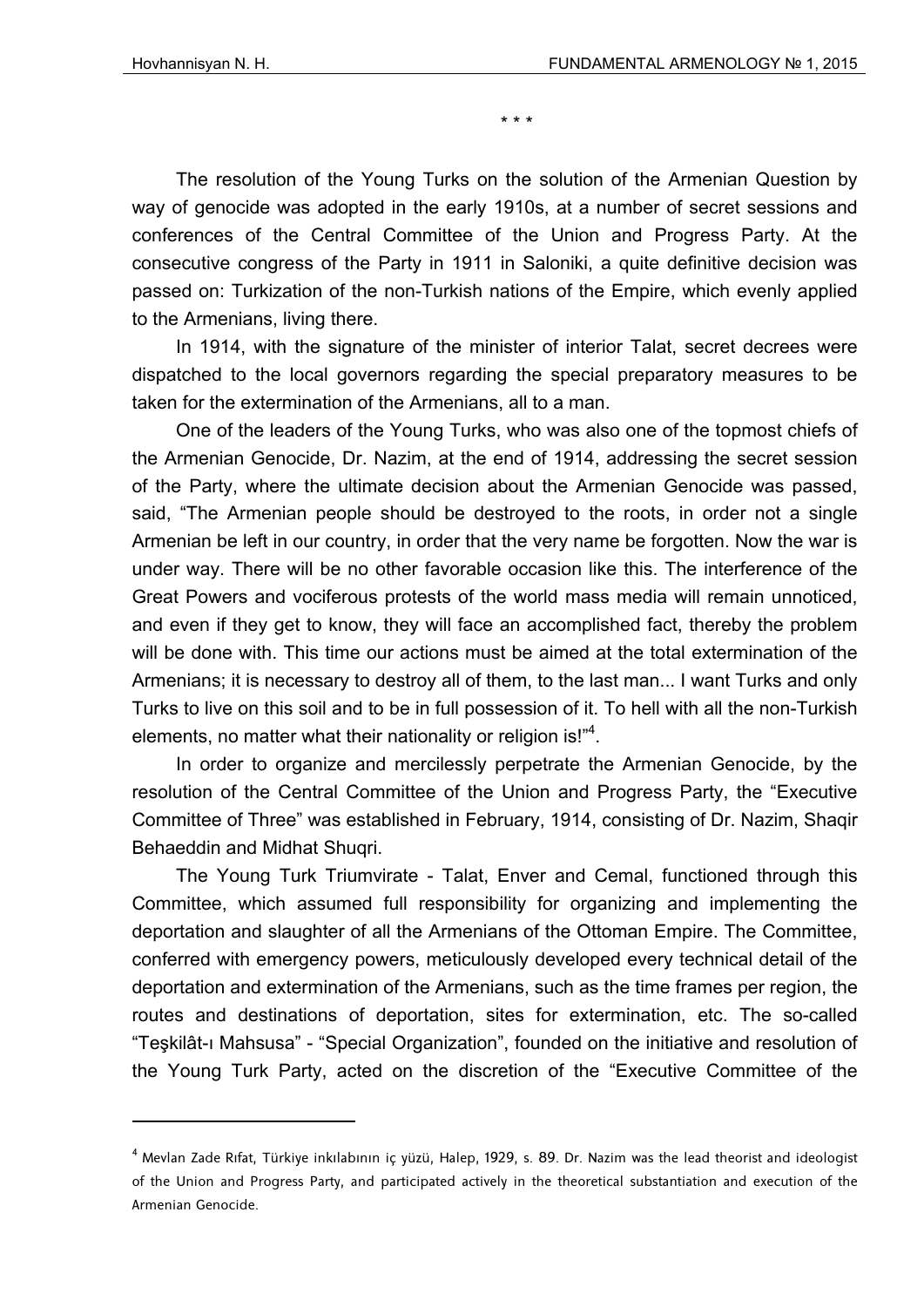\* \* \*

The resolution of the Young Turks on the solution of the Armenian Question by way of genocide was adopted in the early 1910s, at a number of secret sessions and conferences of the Central Committee of the Union and Progress Party. At the consecutive congress of the Party in 1911 in Saloniki, a quite definitive decision was passed on: Turkization of the non-Turkish nations of the Empire, which evenly applied to the Armenians, living there.

In 1914, with the signature of the minister of interior Talat, secret decrees were dispatched to the local governors regarding the special preparatory measures to be taken for the extermination of the Armenians, all to a man.

One of the leaders of the Young Turks, who was also one of the topmost chiefs of the Armenian Genocide, Dr. Nazim, at the end of 1914, addressing the secret session of the Party, where the ultimate decision about the Armenian Genocide was passed, said, "The Armenian people should be destroyed to the roots, in order not a single Armenian be left in our country, in order that the very name be forgotten. Now the war is under way. There will be no other favorable occasion like this. The interference of the Great Powers and vociferous protests of the world mass media will remain unnoticed, and even if they get to know, they will face an accomplished fact, thereby the problem will be done with. This time our actions must be aimed at the total extermination of the Armenians; it is necessary to destroy all of them, to the last man... I want Turks and only Turks to live on this soil and to be in full possession of it. To hell with all the non-Turkish elements, no matter what their nationality or religion is!"[4].

In order to organize and mercilessly perpetrate the Armenian Genocide, by the resolution of the Central Committee of the Union and Progress Party, the "Executive Committee of Three" was established in February, 1914, consisting of Dr. Nazim, Shaqir Behaeddin and Midhat Shuqri.

The Young Turk Triumvirate - Talat, Enver and Cemal, functioned through this Committee, which assumed full responsibility for organizing and implementing the deportation and slaughter of all the Armenians of the Ottoman Empire. The Committee, conferred with emergency powers, meticulously developed every technical detail of the deportation and extermination of the Armenians, such as the time frames per region, the routes and destinations of deportation, sites for extermination, etc. The so-called "Teşkilât-ı Mahsusa" - "Special Organization", founded on the initiative and resolution of the Young Turk Party, acted on the discretion of the "Executive Committee of the

---

[4] Mevlan Zade Rıfat, Türkiye inkılabının iç yüzü, Halep, 1929, s. 89. Dr. Nazim was the lead theorist and ideologist of the Union and Progress Party, and participated actively in the theoretical substantiation and execution of the Armenian Genocide.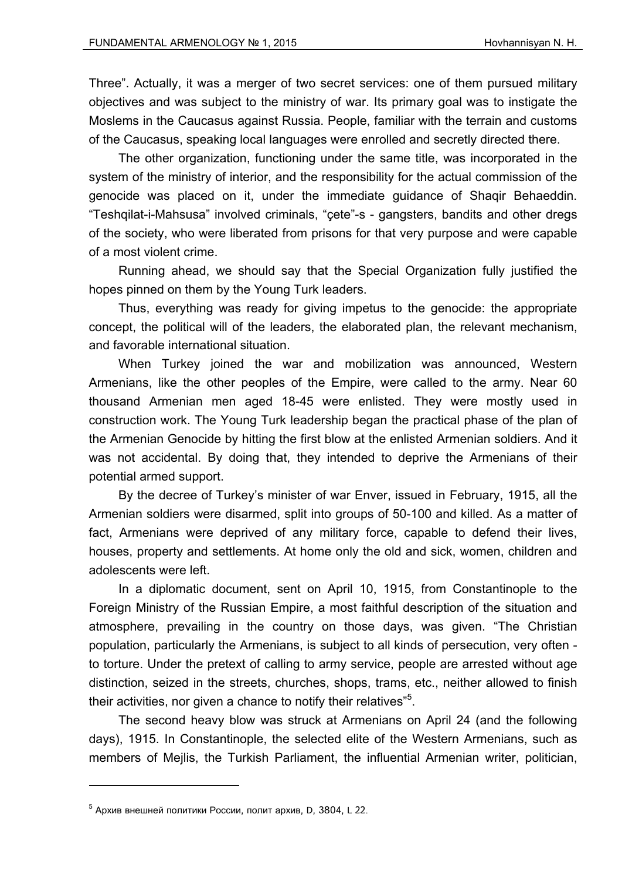Three". Actually, it was a merger of two secret services: one of them pursued military objectives and was subject to the ministry of war. Its primary goal was to instigate the Moslems in the Caucasus against Russia. People, familiar with the terrain and customs of the Caucasus, speaking local languages were enrolled and secretly directed there.

The other organization, functioning under the same title, was incorporated in the system of the ministry of interior, and the responsibility for the actual commission of the genocide was placed on it, under the immediate guidance of Shaqir Behaeddin. "Teshqilat-i-Mahsusa" involved criminals, "çete"-s - gangsters, bandits and other dregs of the society, who were liberated from prisons for that very purpose and were capable of a most violent crime.

Running ahead, we should say that the Special Organization fully justified the hopes pinned on them by the Young Turk leaders.

Thus, everything was ready for giving impetus to the genocide: the appropriate concept, the political will of the leaders, the elaborated plan, the relevant mechanism, and favorable international situation.

When Turkey joined the war and mobilization was announced, Western Armenians, like the other peoples of the Empire, were called to the army. Near 60 thousand Armenian men aged 18-45 were enlisted. They were mostly used in construction work. The Young Turk leadership began the practical phase of the plan of the Armenian Genocide by hitting the first blow at the enlisted Armenian soldiers. And it was not accidental. By doing that, they intended to deprive the Armenians of their potential armed support.

By the decree of Turkey's minister of war Enver, issued in February, 1915, all the Armenian soldiers were disarmed, split into groups of 50-100 and killed. As a matter of fact, Armenians were deprived of any military force, capable to defend their lives, houses, property and settlements. At home only the old and sick, women, children and adolescents were left.

In a diplomatic document, sent on April 10, 1915, from Constantinople to the Foreign Ministry of the Russian Empire, a most faithful description of the situation and atmosphere, prevailing in the country on those days, was given. "The Christian population, particularly the Armenians, is subject to all kinds of persecution, very often - to torture. Under the pretext of calling to army service, people are arrested without age distinction, seized in the streets, churches, shops, trams, etc., neither allowed to finish their activities, nor given a chance to notify their relatives"[5].

The second heavy blow was struck at Armenians on April 24 (and the following days), 1915. In Constantinople, the selected elite of the Western Armenians, such as members of Mejlis, the Turkish Parliament, the influential Armenian writer, politician,

---

[5] Архив внешней политики России, полит архив, D, 3804, L 22.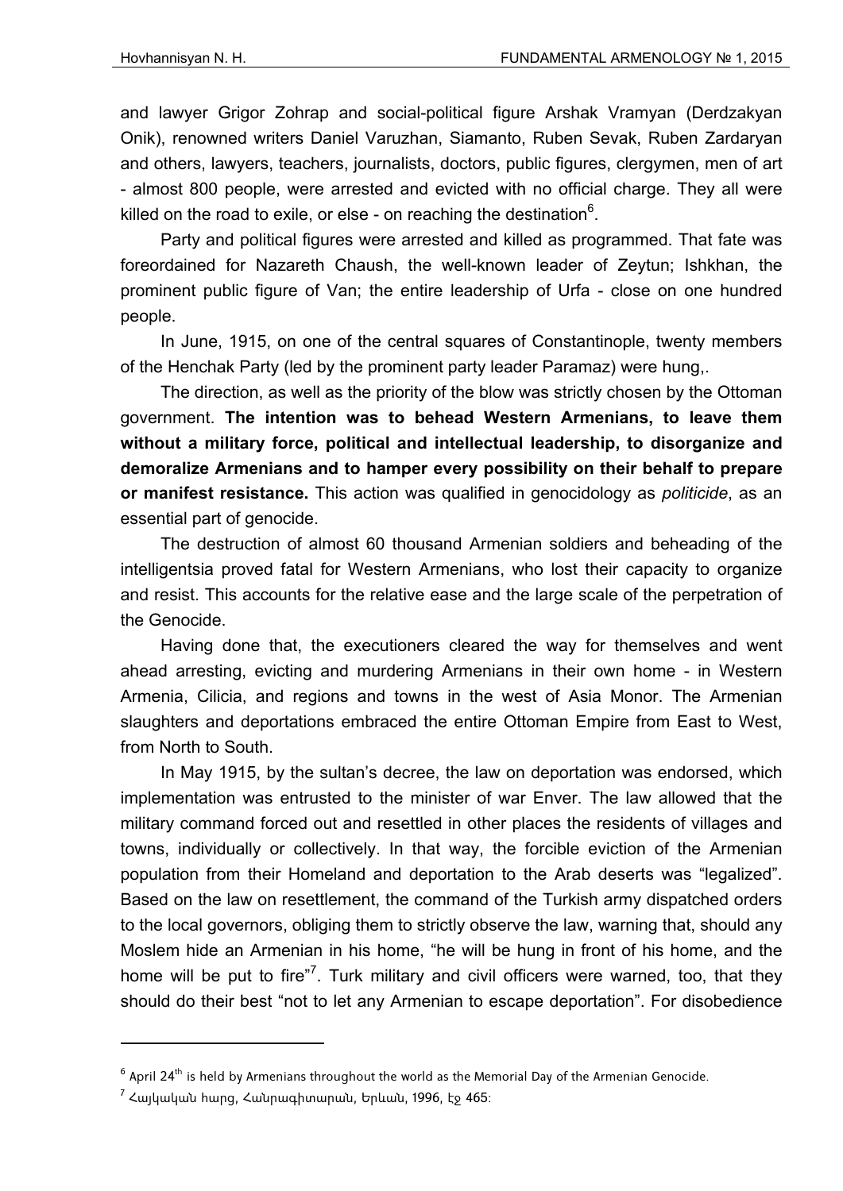and lawyer Grigor Zohrap and social-political figure Arshak Vramyan (Derdzakyan Onik), renowned writers Daniel Varuzhan, Siamanto, Ruben Sevak, Ruben Zardaryan and others, lawyers, teachers, journalists, doctors, public figures, clergymen, men of art - almost 800 people, were arrested and evicted with no official charge. They all were killed on the road to exile, or else - on reaching the destination[6].

Party and political figures were arrested and killed as programmed. That fate was foreordained for Nazareth Chaush, the well-known leader of Zeytun; Ishkhan, the prominent public figure of Van; the entire leadership of Urfa - close on one hundred people.

In June, 1915, on one of the central squares of Constantinople, twenty members of the Henchak Party (led by the prominent party leader Paramaz) were hung,.

The direction, as well as the priority of the blow was strictly chosen by the Ottoman government. **The intention was to behead Western Armenians, to leave them without a military force, political and intellectual leadership, to disorganize and demoralize Armenians and to hamper every possibility on their behalf to prepare or manifest resistance.** This action was qualified in genocidology as *politicide*, as an essential part of genocide.

The destruction of almost 60 thousand Armenian soldiers and beheading of the intelligentsia proved fatal for Western Armenians, who lost their capacity to organize and resist. This accounts for the relative ease and the large scale of the perpetration of the Genocide.

Having done that, the executioners cleared the way for themselves and went ahead arresting, evicting and murdering Armenians in their own home - in Western Armenia, Cilicia, and regions and towns in the west of Asia Monor. The Armenian slaughters and deportations embraced the entire Ottoman Empire from East to West, from North to South.

In May 1915, by the sultan's decree, the law on deportation was endorsed, which implementation was entrusted to the minister of war Enver. The law allowed that the military command forced out and resettled in other places the residents of villages and towns, individually or collectively. In that way, the forcible eviction of the Armenian population from their Homeland and deportation to the Arab deserts was "legalized". Based on the law on resettlement, the command of the Turkish army dispatched orders to the local governors, obliging them to strictly observe the law, warning that, should any Moslem hide an Armenian in his home, "he will be hung in front of his home, and the home will be put to fire"[7]. Turk military and civil officers were warned, too, that they should do their best "not to let any Armenian to escape deportation". For disobedience

---

[6] April 24[th] is held by Armenians throughout the world as the Memorial Day of the Armenian Genocide.

[7] Հայկական հարց, Հանրագիտարան, Երևան, 1996, էջ 465։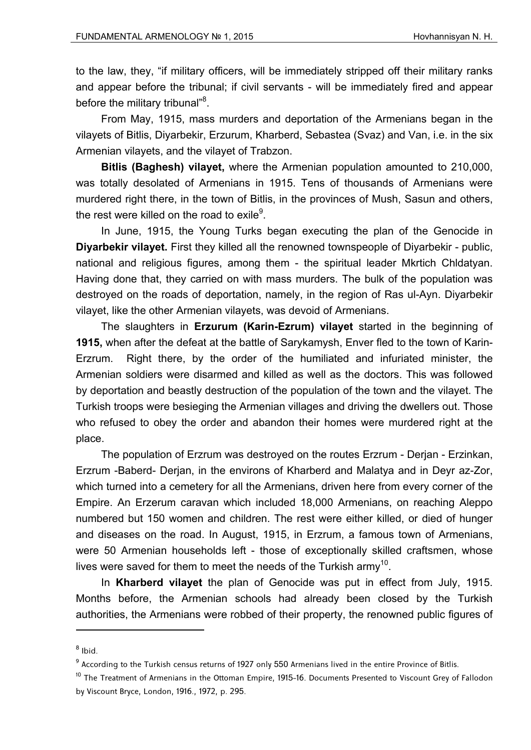to the law, they, "if military officers, will be immediately stripped off their military ranks and appear before the tribunal; if civil servants - will be immediately fired and appear before the military tribunal"[8].

From May, 1915, mass murders and deportation of the Armenians began in the vilayets of Bitlis, Diyarbekir, Erzurum, Kharberd, Sebastea (Svaz) and Van, i.e. in the six Armenian vilayets, and the vilayet of Trabzon.

**Bitlis (Baghesh) vilayet,** where the Armenian population amounted to 210,000, was totally desolated of Armenians in 1915. Tens of thousands of Armenians were murdered right there, in the town of Bitlis, in the provinces of Mush, Sasun and others, the rest were killed on the road to exile[9].

In June, 1915, the Young Turks began executing the plan of the Genocide in **Diyarbekir vilayet.** First they killed all the renowned townspeople of Diyarbekir - public, national and religious figures, among them - the spiritual leader Mkrtich Chldatyan. Having done that, they carried on with mass murders. The bulk of the population was destroyed on the roads of deportation, namely, in the region of Ras ul-Ayn. Diyarbekir vilayet, like the other Armenian vilayets, was devoid of Armenians.

The slaughters in **Erzurum (Karin-Ezrum) vilayet** started in the beginning of **1915,** when after the defeat at the battle of Sarykamysh, Enver fled to the town of Karin-Erzrum. Right there, by the order of the humiliated and infuriated minister, the Armenian soldiers were disarmed and killed as well as the doctors. This was followed by deportation and beastly destruction of the population of the town and the vilayet. The Turkish troops were besieging the Armenian villages and driving the dwellers out. Those who refused to obey the order and abandon their homes were murdered right at the place.

The population of Erzrum was destroyed on the routes Erzrum - Derjan - Erzinkan, Erzrum -Baberd- Derjan, in the environs of Kharberd and Malatya and in Deyr az-Zor, which turned into a cemetery for all the Armenians, driven here from every corner of the Empire. An Erzerum caravan which included 18,000 Armenians, on reaching Aleppo numbered but 150 women and children. The rest were either killed, or died of hunger and diseases on the road. In August, 1915, in Erzrum, a famous town of Armenians, were 50 Armenian households left - those of exceptionally skilled craftsmen, whose lives were saved for them to meet the needs of the Turkish army[10].

In **Kharberd vilayet** the plan of Genocide was put in effect from July, 1915. Months before, the Armenian schools had already been closed by the Turkish authorities, the Armenians were robbed of their property, the renowned public figures of

---

[8] Ibid.

[9] According to the Turkish census returns of 1927 only 550 Armenians lived in the entire Province of Bitlis.

[10] The Treatment of Armenians in the Ottoman Empire, 1915-16. Documents Presented to Viscount Grey of Fallodon by Viscount Bryce, London, 1916., 1972, p. 295.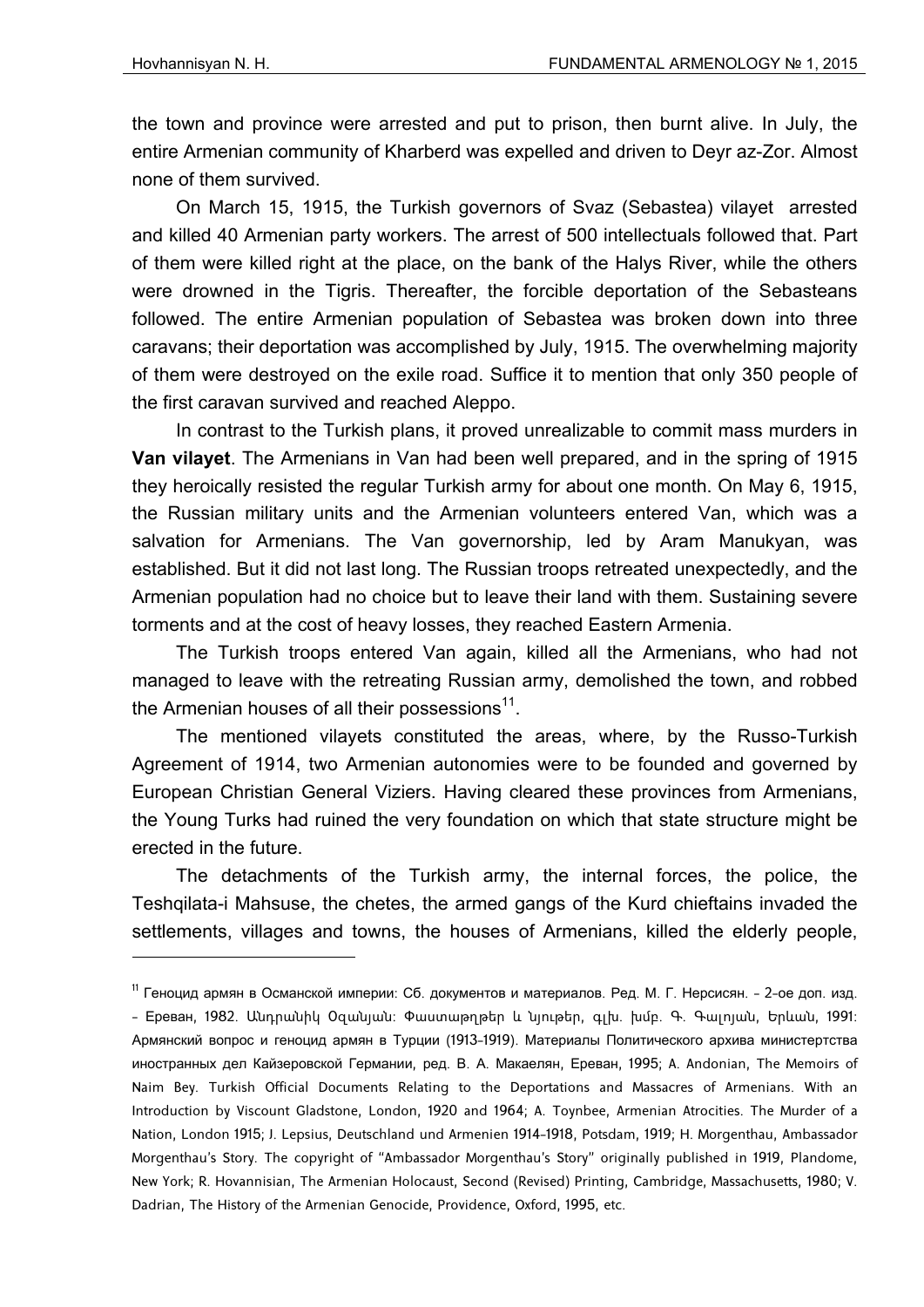the town and province were arrested and put to prison, then burnt alive. In July, the entire Armenian community of Kharberd was expelled and driven to Deyr az-Zor. Almost none of them survived.

On March 15, 1915, the Turkish governors of Svaz (Sebastea) vilayet arrested and killed 40 Armenian party workers. The arrest of 500 intellectuals followed that. Part of them were killed right at the place, on the bank of the Halys River, while the others were drowned in the Tigris. Thereafter, the forcible deportation of the Sebasteans followed. The entire Armenian population of Sebastea was broken down into three caravans; their deportation was accomplished by July, 1915. The overwhelming majority of them were destroyed on the exile road. Suffice it to mention that only 350 people of the first caravan survived and reached Aleppo.

In contrast to the Turkish plans, it proved unrealizable to commit mass murders in **Van vilayet**. The Armenians in Van had been well prepared, and in the spring of 1915 they heroically resisted the regular Turkish army for about one month. On May 6, 1915, the Russian military units and the Armenian volunteers entered Van, which was a salvation for Armenians. The Van governorship, led by Aram Manukyan, was established. But it did not last long. The Russian troops retreated unexpectedly, and the Armenian population had no choice but to leave their land with them. Sustaining severe torments and at the cost of heavy losses, they reached Eastern Armenia.

The Turkish troops entered Van again, killed all the Armenians, who had not managed to leave with the retreating Russian army, demolished the town, and robbed the Armenian houses of all their possessions[11].

The mentioned vilayets constituted the areas, where, by the Russo-Turkish Agreement of 1914, two Armenian autonomies were to be founded and governed by European Christian General Viziers. Having cleared these provinces from Armenians, the Young Turks had ruined the very foundation on which that state structure might be erected in the future.

The detachments of the Turkish army, the internal forces, the police, the Teshqilata-i Mahsuse, the chetes, the armed gangs of the Kurd chieftains invaded the settlements, villages and towns, the houses of Armenians, killed the elderly people,

---

[11] Геноцид армян в Османской империи: Сб. документов и материалов. Ред. М. Г. Нерсисян. – 2-ое доп. изд. – Ереван, 1982. Անդրանիկ Օզանյան: Փաստաթղթեր և նյութեր, գլխ. խմբ. Գ. Գալոյան, Երևան, 1991: Армянский вопрос и геноцид армян в Турции (1913-1919). Материалы Политического архива министерства иностранных дел Кайзеровской Германии, ред. В. А. Микаелян, Ереван, 1995; A. Andonian, The Memoirs of Naim Bey. Turkish Official Documents Relating to the Deportations and Massacres of Armenians. With an Introduction by Viscount Gladstone, London, 1920 and 1964; A. Toynbee, Armenian Atrocities. The Murder of a Nation, London 1915; J. Lepsius, Deutschland und Armenien 1914-1918, Potsdam, 1919; H. Morgenthau, Ambassador Morgenthau's Story. The copyright of "Ambassador Morgenthau's Story" originally published in 1919, Plandome, New York; R. Hovannisian, The Armenian Holocaust, Second (Revised) Printing, Cambridge, Massachusetts, 1980; V. Dadrian, The History of the Armenian Genocide, Providence, Oxford, 1995, etc.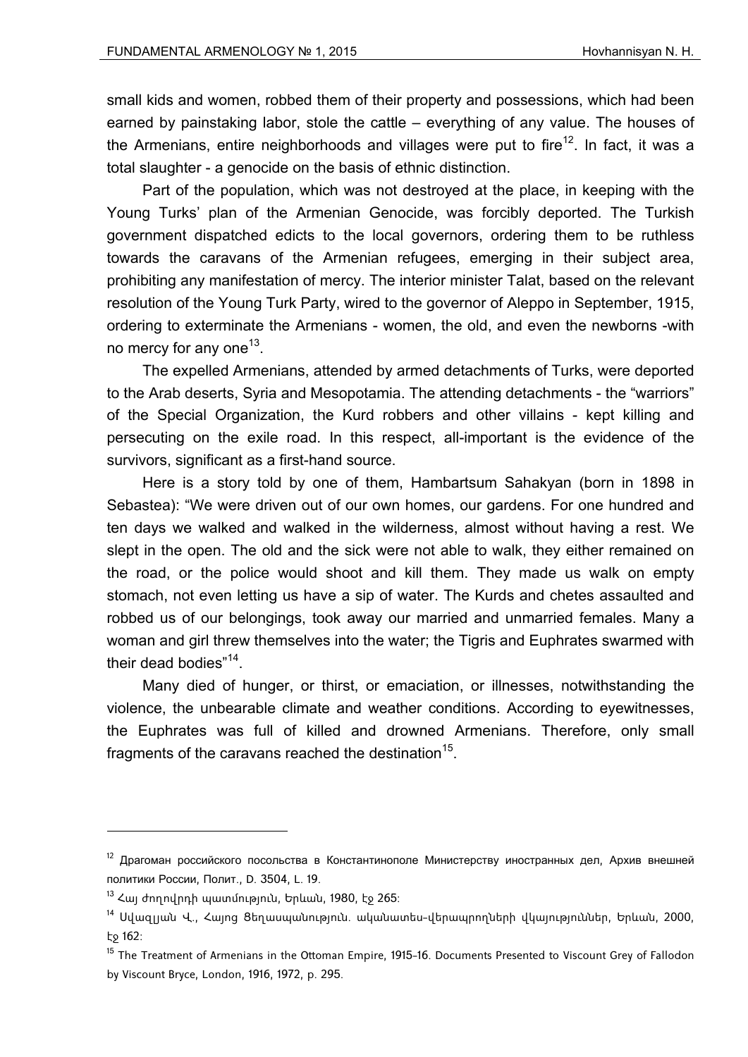small kids and women, robbed them of their property and possessions, which had been earned by painstaking labor, stole the cattle – everything of any value. The houses of the Armenians, entire neighborhoods and villages were put to fire[12]. In fact, it was a total slaughter - a genocide on the basis of ethnic distinction.

Part of the population, which was not destroyed at the place, in keeping with the Young Turks' plan of the Armenian Genocide, was forcibly deported. The Turkish government dispatched edicts to the local governors, ordering them to be ruthless towards the caravans of the Armenian refugees, emerging in their subject area, prohibiting any manifestation of mercy. The interior minister Talat, based on the relevant resolution of the Young Turk Party, wired to the governor of Aleppo in September, 1915, ordering to exterminate the Armenians - women, the old, and even the newborns -with no mercy for any one[13].

The expelled Armenians, attended by armed detachments of Turks, were deported to the Arab deserts, Syria and Mesopotamia. The attending detachments - the "warriors" of the Special Organization, the Kurd robbers and other villains - kept killing and persecuting on the exile road. In this respect, all-important is the evidence of the survivors, significant as a first-hand source.

Here is a story told by one of them, Hambartsum Sahakyan (born in 1898 in Sebastea): "We were driven out of our own homes, our gardens. For one hundred and ten days we walked and walked in the wilderness, almost without having a rest. We slept in the open. The old and the sick were not able to walk, they either remained on the road, or the police would shoot and kill them. They made us walk on empty stomach, not even letting us have a sip of water. The Kurds and chetes assaulted and robbed us of our belongings, took away our married and unmarried females. Many a woman and girl threw themselves into the water; the Tigris and Euphrates swarmed with their dead bodies"[14].

Many died of hunger, or thirst, or emaciation, or illnesses, notwithstanding the violence, the unbearable climate and weather conditions. According to eyewitnesses, the Euphrates was full of killed and drowned Armenians. Therefore, only small fragments of the caravans reached the destination[15].

---

[12] Драгоман российского посольства в Константинополе Министерству иностранных дел, Архив внешней политики России, Полит., D. 3504, L. 19.

[13] Հայ ժողովրդի պատմություն, Երևան, 1980, էջ 265:

[14] Սվազլյան Վ., Հայոց Ցեղասպանություն. ականատես-վերապրողների վկայություններ, Երևան, 2000, էջ 162:

[15] The Treatment of Armenians in the Ottoman Empire, 1915-16. Documents Presented to Viscount Grey of Fallodon by Viscount Bryce, London, 1916, 1972, p. 295.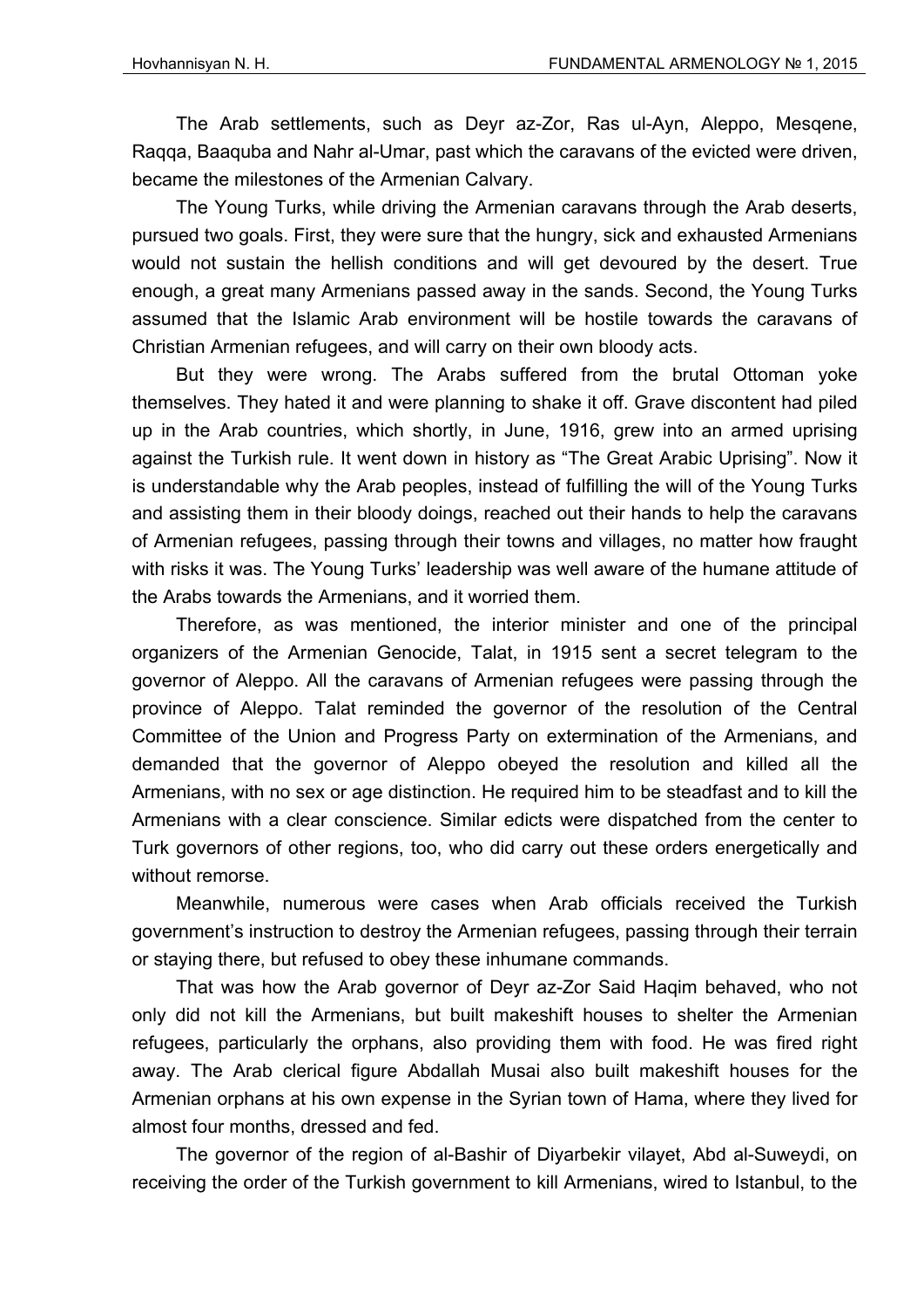The Arab settlements, such as Deyr az-Zor, Ras ul-Ayn, Aleppo, Mesqene, Raqqa, Baaquba and Nahr al-Umar, past which the caravans of the evicted were driven, became the milestones of the Armenian Calvary.

The Young Turks, while driving the Armenian caravans through the Arab deserts, pursued two goals. First, they were sure that the hungry, sick and exhausted Armenians would not sustain the hellish conditions and will get devoured by the desert. True enough, a great many Armenians passed away in the sands. Second, the Young Turks assumed that the Islamic Arab environment will be hostile towards the caravans of Christian Armenian refugees, and will carry on their own bloody acts.

But they were wrong. The Arabs suffered from the brutal Ottoman yoke themselves. They hated it and were planning to shake it off. Grave discontent had piled up in the Arab countries, which shortly, in June, 1916, grew into an armed uprising against the Turkish rule. It went down in history as "The Great Arabic Uprising". Now it is understandable why the Arab peoples, instead of fulfilling the will of the Young Turks and assisting them in their bloody doings, reached out their hands to help the caravans of Armenian refugees, passing through their towns and villages, no matter how fraught with risks it was. The Young Turks' leadership was well aware of the humane attitude of the Arabs towards the Armenians, and it worried them.

Therefore, as was mentioned, the interior minister and one of the principal organizers of the Armenian Genocide, Talat, in 1915 sent a secret telegram to the governor of Aleppo. All the caravans of Armenian refugees were passing through the province of Aleppo. Talat reminded the governor of the resolution of the Central Committee of the Union and Progress Party on extermination of the Armenians, and demanded that the governor of Aleppo obeyed the resolution and killed all the Armenians, with no sex or age distinction. He required him to be steadfast and to kill the Armenians with a clear conscience. Similar edicts were dispatched from the center to Turk governors of other regions, too, who did carry out these orders energetically and without remorse.

Meanwhile, numerous were cases when Arab officials received the Turkish government's instruction to destroy the Armenian refugees, passing through their terrain or staying there, but refused to obey these inhumane commands.

That was how the Arab governor of Deyr az-Zor Said Haqim behaved, who not only did not kill the Armenians, but built makeshift houses to shelter the Armenian refugees, particularly the orphans, also providing them with food. He was fired right away. The Arab clerical figure Abdallah Musai also built makeshift houses for the Armenian orphans at his own expense in the Syrian town of Hama, where they lived for almost four months, dressed and fed.

The governor of the region of al-Bashir of Diyarbekir vilayet, Abd al-Suweydi, on receiving the order of the Turkish government to kill Armenians, wired to Istanbul, to the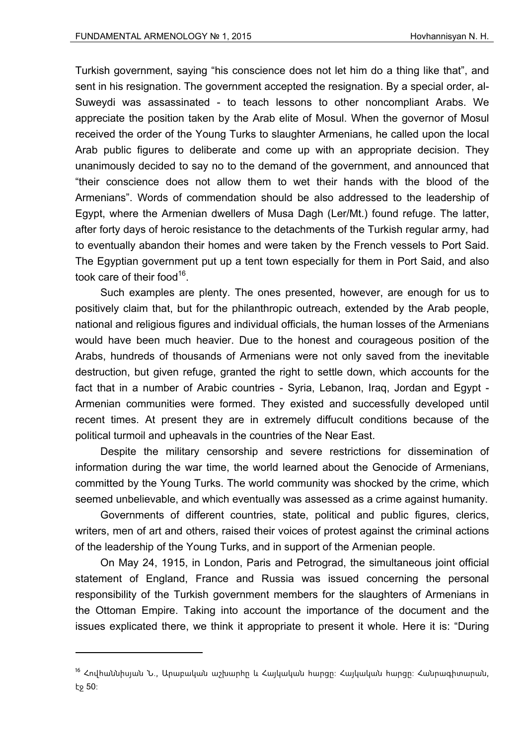Turkish government, saying “his conscience does not let him do a thing like that”, and sent in his resignation. The government accepted the resignation. By a special order, al-Suweydi was assassinated - to teach lessons to other noncompliant Arabs. We appreciate the position taken by the Arab elite of Mosul. When the governor of Mosul received the order of the Young Turks to slaughter Armenians, he called upon the local Arab public figures to deliberate and come up with an appropriate decision. They unanimously decided to say no to the demand of the government, and announced that “their conscience does not allow them to wet their hands with the blood of the Armenians”. Words of commendation should be also addressed to the leadership of Egypt, where the Armenian dwellers of Musa Dagh (Ler/Mt.) found refuge. The latter, after forty days of heroic resistance to the detachments of the Turkish regular army, had to eventually abandon their homes and were taken by the French vessels to Port Said. The Egyptian government put up a tent town especially for them in Port Said, and also took care of their food[16].

Such examples are plenty. The ones presented, however, are enough for us to positively claim that, but for the philanthropic outreach, extended by the Arab people, national and religious figures and individual officials, the human losses of the Armenians would have been much heavier. Due to the honest and courageous position of the Arabs, hundreds of thousands of Armenians were not only saved from the inevitable destruction, but given refuge, granted the right to settle down, which accounts for the fact that in a number of Arabic countries - Syria, Lebanon, Iraq, Jordan and Egypt - Armenian communities were formed. They existed and successfully developed until recent times. At present they are in extremely diffucult conditions because of the political turmoil and upheavals in the countries of the Near East.

Despite the military censorship and severe restrictions for dissemination of information during the war time, the world learned about the Genocide of Armenians, committed by the Young Turks. The world community was shocked by the crime, which seemed unbelievable, and which eventually was assessed as a crime against humanity.

Governments of different countries, state, political and public figures, clerics, writers, men of art and others, raised their voices of protest against the criminal actions of the leadership of the Young Turks, and in support of the Armenian people.

On May 24, 1915, in London, Paris and Petrograd, the simultaneous joint official statement of England, France and Russia was issued concerning the personal responsibility of the Turkish government members for the slaughters of Armenians in the Ottoman Empire. Taking into account the importance of the document and the issues explicated there, we think it appropriate to present it whole. Here it is: “During

---

[16] Հովհաննիսյան Ն., Արաբական աշխարհը և Հայկական հարցը: Հայկական հարցը: Հանրագիտարան, էջ 50: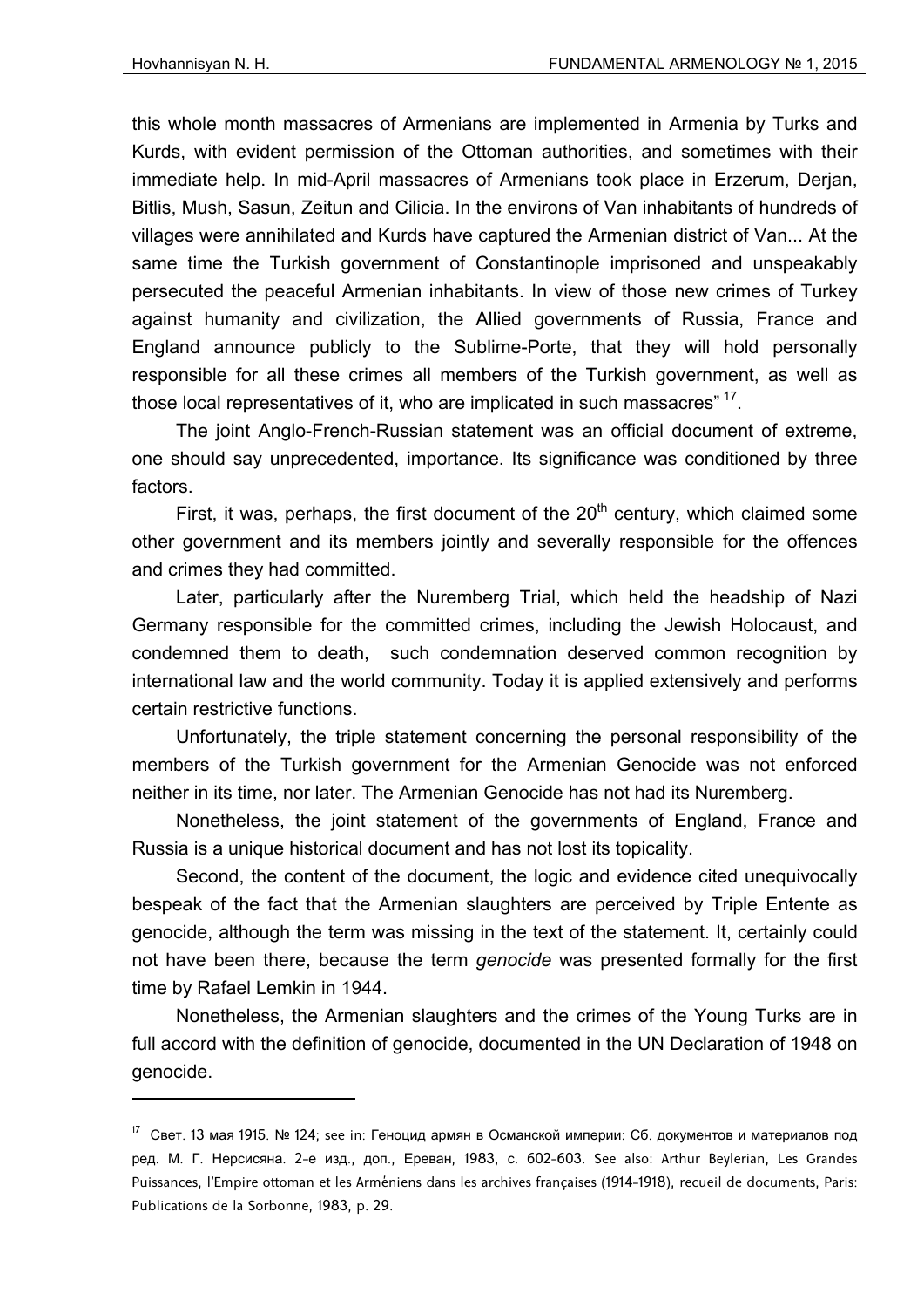this whole month massacres of Armenians are implemented in Armenia by Turks and Kurds, with evident permission of the Ottoman authorities, and sometimes with their immediate help. In mid-April massacres of Armenians took place in Erzerum, Derjan, Bitlis, Mush, Sasun, Zeitun and Cilicia. In the environs of Van inhabitants of hundreds of villages were annihilated and Kurds have captured the Armenian district of Van... At the same time the Turkish government of Constantinople imprisoned and unspeakably persecuted the peaceful Armenian inhabitants. In view of those new crimes of Turkey against humanity and civilization, the Allied governments of Russia, France and England announce publicly to the Sublime-Porte, that they will hold personally responsible for all these crimes all members of the Turkish government, as well as those local representatives of it, who are implicated in such massacres"[17].

The joint Anglo-French-Russian statement was an official document of extreme, one should say unprecedented, importance. Its significance was conditioned by three factors.

First, it was, perhaps, the first document of the 20th century, which claimed some other government and its members jointly and severally responsible for the offences and crimes they had committed.

Later, particularly after the Nuremberg Trial, which held the headship of Nazi Germany responsible for the committed crimes, including the Jewish Holocaust, and condemned them to death, such condemnation deserved common recognition by international law and the world community. Today it is applied extensively and performs certain restrictive functions.

Unfortunately, the triple statement concerning the personal responsibility of the members of the Turkish government for the Armenian Genocide was not enforced neither in its time, nor later. The Armenian Genocide has not had its Nuremberg.

Nonetheless, the joint statement of the governments of England, France and Russia is a unique historical document and has not lost its topicality.

Second, the content of the document, the logic and evidence cited unequivocally bespeak of the fact that the Armenian slaughters are perceived by Triple Entente as genocide, although the term was missing in the text of the statement. It, certainly could not have been there, because the term *genocide* was presented formally for the first time by Rafael Lemkin in 1944.

Nonetheless, the Armenian slaughters and the crimes of the Young Turks are in full accord with the definition of genocide, documented in the UN Declaration of 1948 on genocide.

---

[17] Свет. 13 мая 1915. № 124; see in: Геноцид армян в Османской империи: Сб. документов и материалов под ред. М. Г. Нерсисяна. 2-е изд., доп., Ереван, 1983, с. 602-603. See also: Arthur Beylerian, Les Grandes Puissances, l'Empire ottoman et les Arméniens dans les archives françaises (1914-1918), recueil de documents, Paris: Publications de la Sorbonne, 1983, p. 29.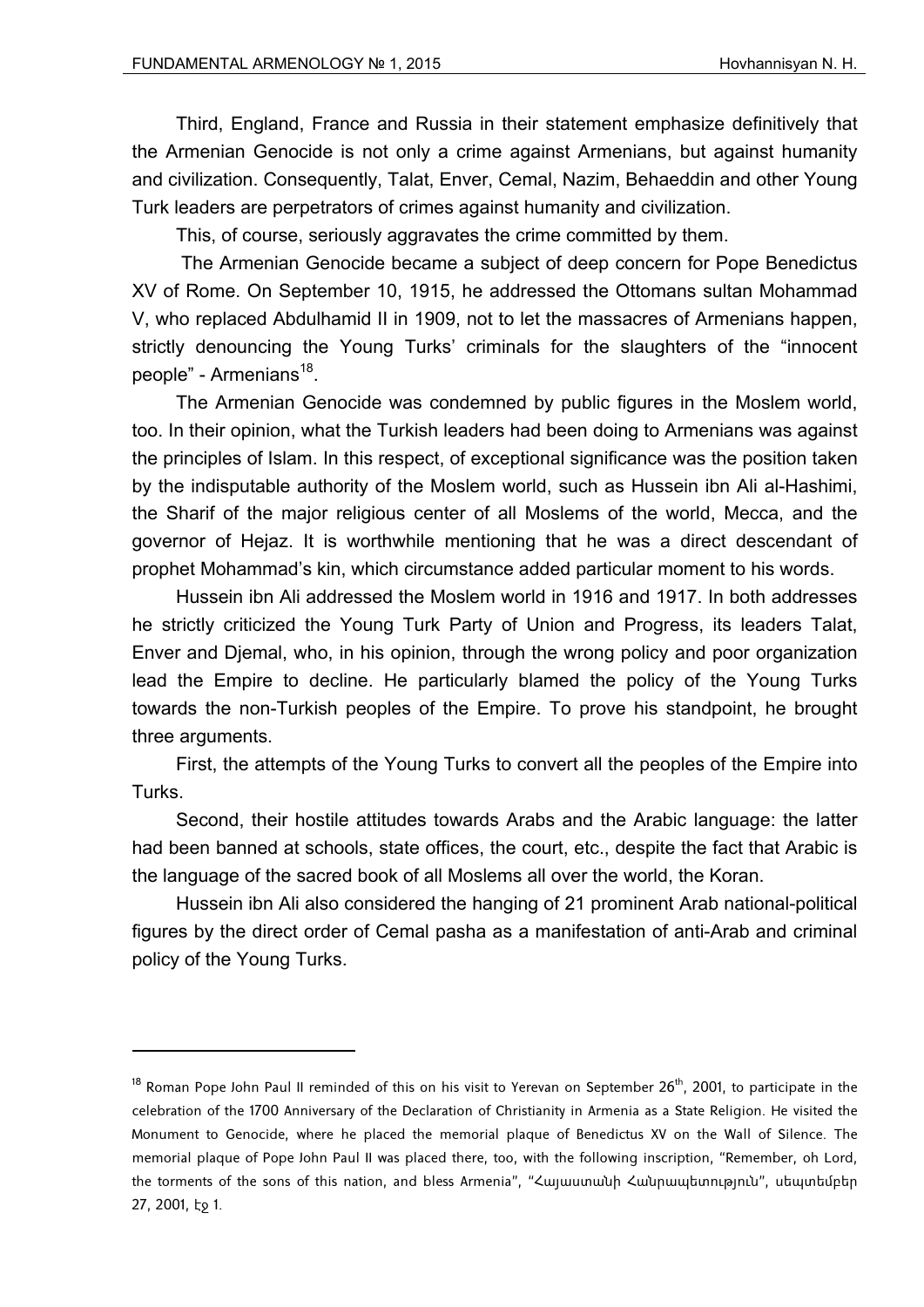Third, England, France and Russia in their statement emphasize definitively that the Armenian Genocide is not only a crime against Armenians, but against humanity and civilization. Consequently, Talat, Enver, Cemal, Nazim, Behaeddin and other Young Turk leaders are perpetrators of crimes against humanity and civilization.

This, of course, seriously aggravates the crime committed by them.

The Armenian Genocide became a subject of deep concern for Pope Benedictus XV of Rome. On September 10, 1915, he addressed the Ottomans sultan Mohammad V, who replaced Abdulhamid II in 1909, not to let the massacres of Armenians happen, strictly denouncing the Young Turks' criminals for the slaughters of the "innocent people" - Armenians[18].

The Armenian Genocide was condemned by public figures in the Moslem world, too. In their opinion, what the Turkish leaders had been doing to Armenians was against the principles of Islam. In this respect, of exceptional significance was the position taken by the indisputable authority of the Moslem world, such as Hussein ibn Ali al-Hashimi, the Sharif of the major religious center of all Moslems of the world, Mecca, and the governor of Hejaz. It is worthwhile mentioning that he was a direct descendant of prophet Mohammad's kin, which circumstance added particular moment to his words.

Hussein ibn Ali addressed the Moslem world in 1916 and 1917. In both addresses he strictly criticized the Young Turk Party of Union and Progress, its leaders Talat, Enver and Djemal, who, in his opinion, through the wrong policy and poor organization lead the Empire to decline. He particularly blamed the policy of the Young Turks towards the non-Turkish peoples of the Empire. To prove his standpoint, he brought three arguments.

First, the attempts of the Young Turks to convert all the peoples of the Empire into Turks.

Second, their hostile attitudes towards Arabs and the Arabic language: the latter had been banned at schools, state offices, the court, etc., despite the fact that Arabic is the language of the sacred book of all Moslems all over the world, the Koran.

Hussein ibn Ali also considered the hanging of 21 prominent Arab national-political figures by the direct order of Cemal pasha as a manifestation of anti-Arab and criminal policy of the Young Turks.

---

[18] Roman Pope John Paul II reminded of this on his visit to Yerevan on September 26th, 2001, to participate in the celebration of the 1700 Anniversary of the Declaration of Christianity in Armenia as a State Religion. He visited the Monument to Genocide, where he placed the memorial plaque of Benedictus XV on the Wall of Silence. The memorial plaque of Pope John Paul II was placed there, too, with the following inscription, "Remember, oh Lord, the torments of the sons of this nation, and bless Armenia", "Հայաստանի Հանրապետություն", սեպտեմբեր 27, 2001, էջ 1.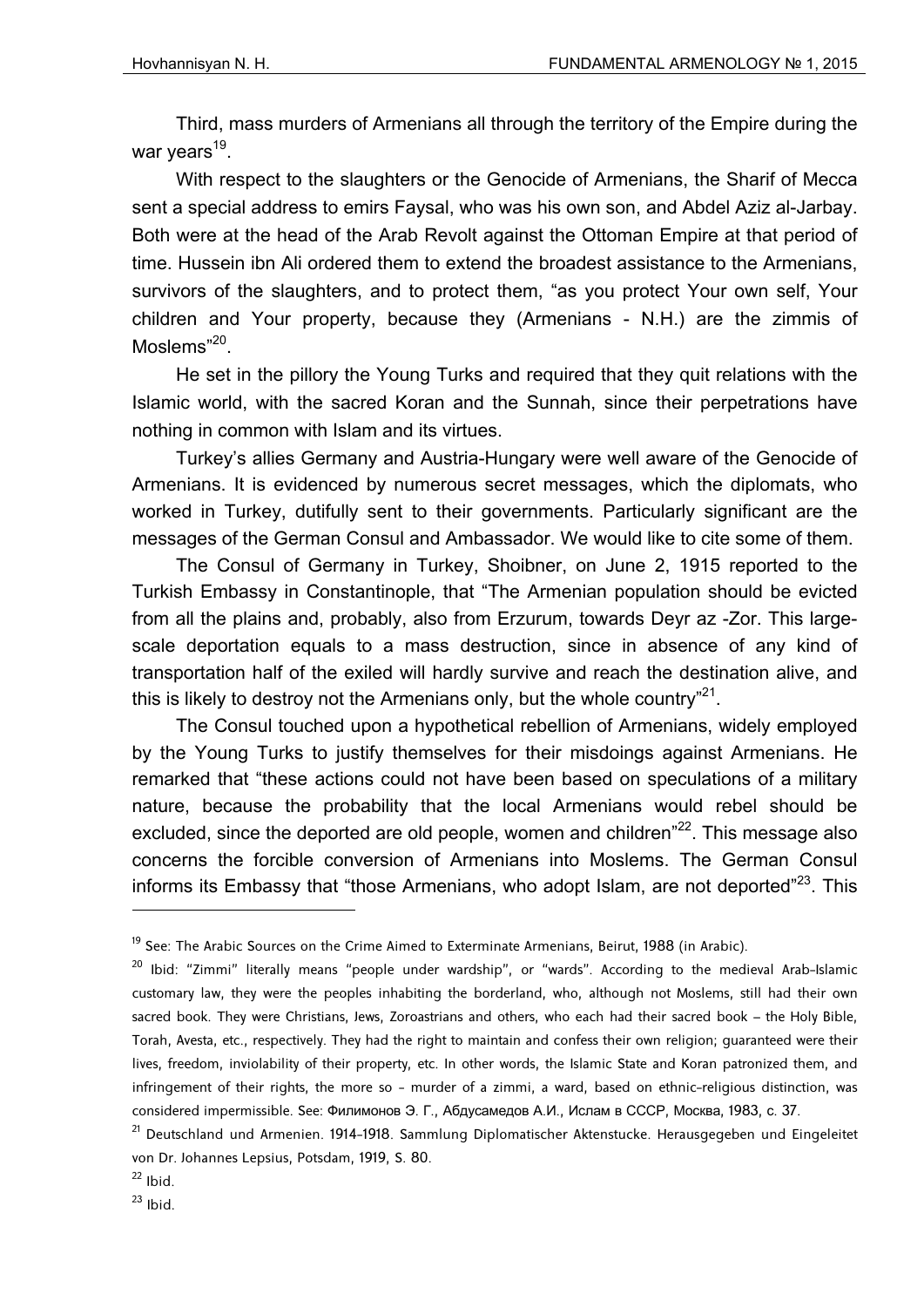Third, mass murders of Armenians all through the territory of the Empire during the war years[19].

With respect to the slaughters or the Genocide of Armenians, the Sharif of Mecca sent a special address to emirs Faysal, who was his own son, and Abdel Aziz al-Jarbay. Both were at the head of the Arab Revolt against the Ottoman Empire at that period of time. Hussein ibn Ali ordered them to extend the broadest assistance to the Armenians, survivors of the slaughters, and to protect them, "as you protect Your own self, Your children and Your property, because they (Armenians - N.H.) are the zimmis of Moslems"[20].

He set in the pillory the Young Turks and required that they quit relations with the Islamic world, with the sacred Koran and the Sunnah, since their perpetrations have nothing in common with Islam and its virtues.

Turkey's allies Germany and Austria-Hungary were well aware of the Genocide of Armenians. It is evidenced by numerous secret messages, which the diplomats, who worked in Turkey, dutifully sent to their governments. Particularly significant are the messages of the German Consul and Ambassador. We would like to cite some of them.

The Consul of Germany in Turkey, Shoibner, on June 2, 1915 reported to the Turkish Embassy in Constantinople, that "The Armenian population should be evicted from all the plains and, probably, also from Erzurum, towards Deyr az -Zor. This large-scale deportation equals to a mass destruction, since in absence of any kind of transportation half of the exiled will hardly survive and reach the destination alive, and this is likely to destroy not the Armenians only, but the whole country"[21].

The Consul touched upon a hypothetical rebellion of Armenians, widely employed by the Young Turks to justify themselves for their misdoings against Armenians. He remarked that "these actions could not have been based on speculations of a military nature, because the probability that the local Armenians would rebel should be excluded, since the deported are old people, women and children"[22]. This message also concerns the forcible conversion of Armenians into Moslems. The German Consul informs its Embassy that "those Armenians, who adopt Islam, are not deported"[23]. This

---

[19] See: The Arabic Sources on the Crime Aimed to Exterminate Armenians, Beirut, 1988 (in Arabic).

[20] Ibid: "Zimmi" literally means "people under wardship", or "wards". According to the medieval Arab-Islamic customary law, they were the peoples inhabiting the borderland, who, although not Moslems, still had their own sacred book. They were Christians, Jews, Zoroastrians and others, who each had their sacred book – the Holy Bible, Torah, Avesta, etc., respectively. They had the right to maintain and confess their own religion; guaranteed were their lives, freedom, inviolability of their property, etc. In other words, the Islamic State and Koran patronized them, and infringement of their rights, the more so - murder of a zimmi, a ward, based on ethnic-religious distinction, was considered impermissible. See: Филимонов Э. Г., Абдусамедов А.И., Ислам в СССР, Москва, 1983, с. 37.

[21] Deutschland und Armenien. 1914-1918. Sammlung Diplomatischer Aktenstucke. Herausgegeben und Eingeleitet von Dr. Johannes Lepsius, Potsdam, 1919, S. 80.

[22] Ibid.

[23] Ibid.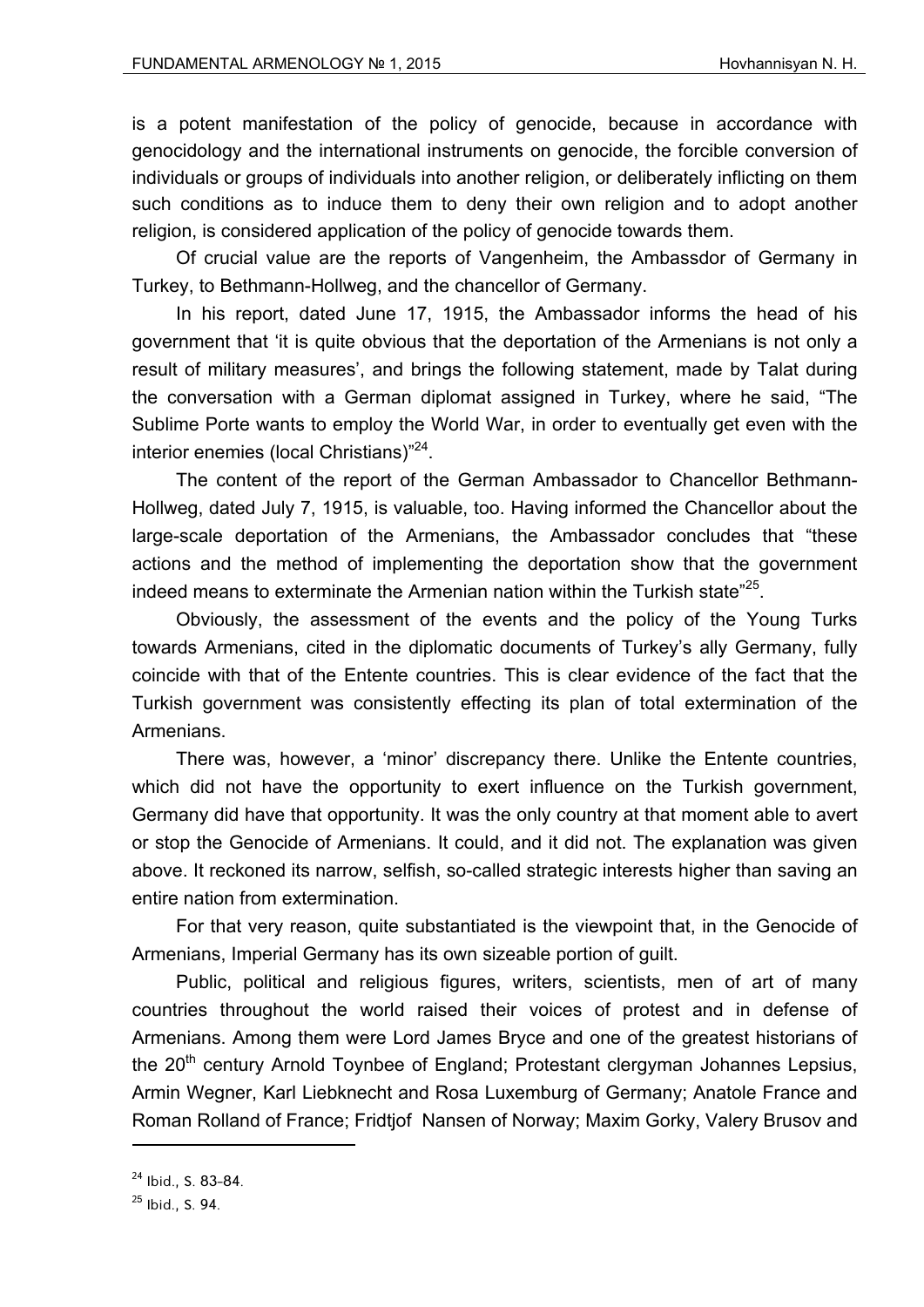is a potent manifestation of the policy of genocide, because in accordance with genocidology and the international instruments on genocide, the forcible conversion of individuals or groups of individuals into another religion, or deliberately inflicting on them such conditions as to induce them to deny their own religion and to adopt another religion, is considered application of the policy of genocide towards them.

Of crucial value are the reports of Vangenheim, the Ambassdor of Germany in Turkey, to Bethmann-Hollweg, and the chancellor of Germany.

In his report, dated June 17, 1915, the Ambassador informs the head of his government that 'it is quite obvious that the deportation of the Armenians is not only a result of military measures', and brings the following statement, made by Talat during the conversation with a German diplomat assigned in Turkey, where he said, "The Sublime Porte wants to employ the World War, in order to eventually get even with the interior enemies (local Christians)"[24].

The content of the report of the German Ambassador to Chancellor Bethmann-Hollweg, dated July 7, 1915, is valuable, too. Having informed the Chancellor about the large-scale deportation of the Armenians, the Ambassador concludes that "these actions and the method of implementing the deportation show that the government indeed means to exterminate the Armenian nation within the Turkish state"[25].

Obviously, the assessment of the events and the policy of the Young Turks towards Armenians, cited in the diplomatic documents of Turkey's ally Germany, fully coincide with that of the Entente countries. This is clear evidence of the fact that the Turkish government was consistently effecting its plan of total extermination of the Armenians.

There was, however, a 'minor' discrepancy there. Unlike the Entente countries, which did not have the opportunity to exert influence on the Turkish government, Germany did have that opportunity. It was the only country at that moment able to avert or stop the Genocide of Armenians. It could, and it did not. The explanation was given above. It reckoned its narrow, selfish, so-called strategic interests higher than saving an entire nation from extermination.

For that very reason, quite substantiated is the viewpoint that, in the Genocide of Armenians, Imperial Germany has its own sizeable portion of guilt.

Public, political and religious figures, writers, scientists, men of art of many countries throughout the world raised their voices of protest and in defense of Armenians. Among them were Lord James Bryce and one of the greatest historians of the 20th century Arnold Toynbee of England; Protestant clergyman Johannes Lepsius, Armin Wegner, Karl Liebknecht and Rosa Luxemburg of Germany; Anatole France and Roman Rolland of France; Fridtjof Nansen of Norway; Maxim Gorky, Valery Brusov and

---

[24] Ibid., S. 83-84.

[25] Ibid., S. 94.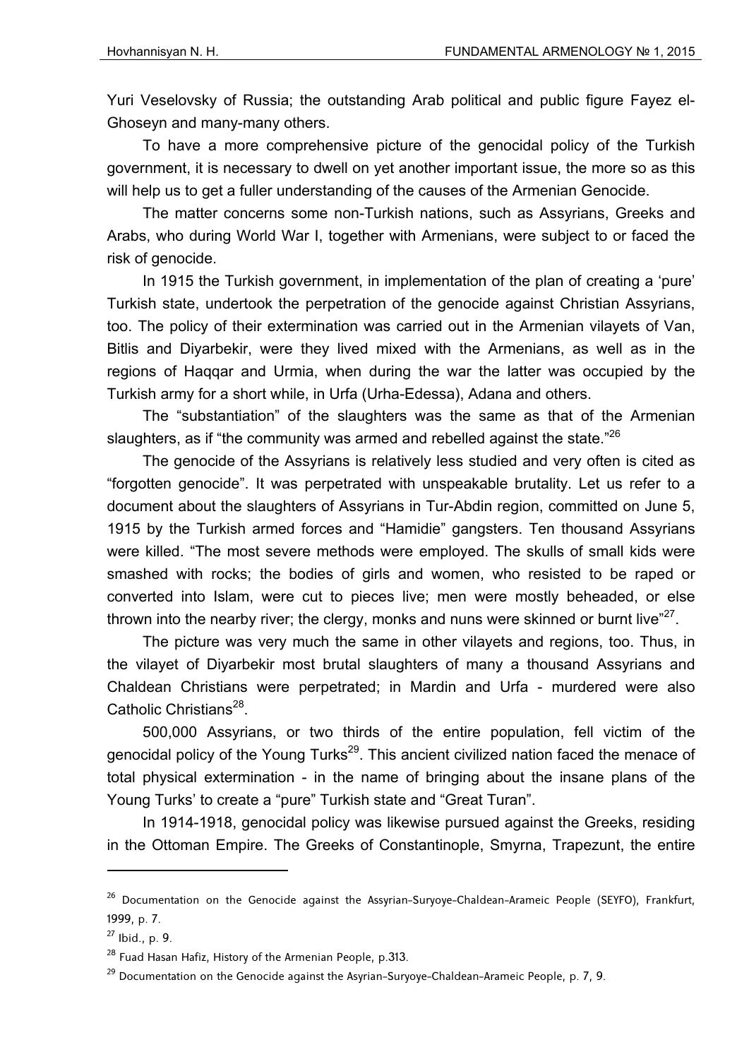Yuri Veselovsky of Russia; the outstanding Arab political and public figure Fayez el-Ghoseyn and many-many others.

To have a more comprehensive picture of the genocidal policy of the Turkish government, it is necessary to dwell on yet another important issue, the more so as this will help us to get a fuller understanding of the causes of the Armenian Genocide.

The matter concerns some non-Turkish nations, such as Assyrians, Greeks and Arabs, who during World War I, together with Armenians, were subject to or faced the risk of genocide.

In 1915 the Turkish government, in implementation of the plan of creating a 'pure' Turkish state, undertook the perpetration of the genocide against Christian Assyrians, too. The policy of their extermination was carried out in the Armenian vilayets of Van, Bitlis and Diyarbekir, were they lived mixed with the Armenians, as well as in the regions of Haqqar and Urmia, when during the war the latter was occupied by the Turkish army for a short while, in Urfa (Urha-Edessa), Adana and others.

The "substantiation" of the slaughters was the same as that of the Armenian slaughters, as if "the community was armed and rebelled against the state."[26]

The genocide of the Assyrians is relatively less studied and very often is cited as "forgotten genocide". It was perpetrated with unspeakable brutality. Let us refer to a document about the slaughters of Assyrians in Tur-Abdin region, committed on June 5, 1915 by the Turkish armed forces and "Hamidie" gangsters. Ten thousand Assyrians were killed. "The most severe methods were employed. The skulls of small kids were smashed with rocks; the bodies of girls and women, who resisted to be raped or converted into Islam, were cut to pieces live; men were mostly beheaded, or else thrown into the nearby river; the clergy, monks and nuns were skinned or burnt live"[27].

The picture was very much the same in other vilayets and regions, too. Thus, in the vilayet of Diyarbekir most brutal slaughters of many a thousand Assyrians and Chaldean Christians were perpetrated; in Mardin and Urfa - murdered were also Catholic Christians[28].

500,000 Assyrians, or two thirds of the entire population, fell victim of the genocidal policy of the Young Turks[29]. This ancient civilized nation faced the menace of total physical extermination - in the name of bringing about the insane plans of the Young Turks' to create a "pure" Turkish state and "Great Turan".

In 1914-1918, genocidal policy was likewise pursued against the Greeks, residing in the Ottoman Empire. The Greeks of Constantinople, Smyrna, Trapezunt, the entire

---

[26] Documentation on the Genocide against the Assyrian-Suryoye-Chaldean-Arameic People (SEYFO), Frankfurt, 1999, p. 7.

[27] Ibid., p. 9.

[28] Fuad Hasan Hafiz, History of the Armenian People, p.313.

[29] Documentation on the Genocide against the Asyrian-Suryoye-Chaldean-Arameic People, p. 7, 9.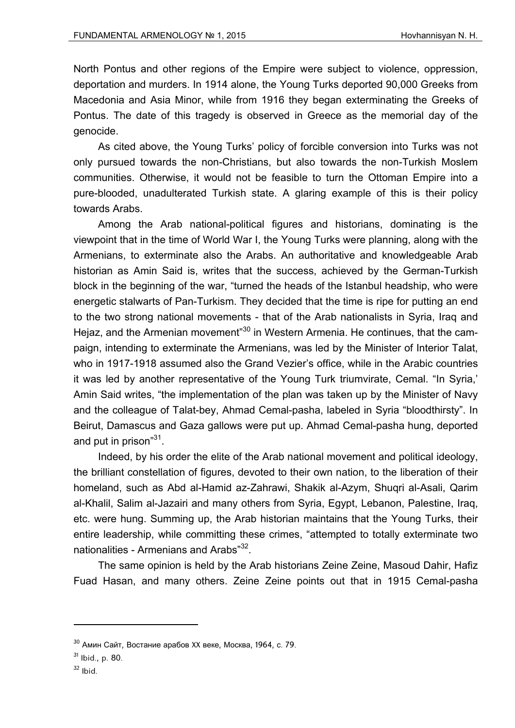North Pontus and other regions of the Empire were subject to violence, oppression, deportation and murders. In 1914 alone, the Young Turks deported 90,000 Greeks from Macedonia and Asia Minor, while from 1916 they began exterminating the Greeks of Pontus. The date of this tragedy is observed in Greece as the memorial day of the genocide.

As cited above, the Young Turks' policy of forcible conversion into Turks was not only pursued towards the non-Christians, but also towards the non-Turkish Moslem communities. Otherwise, it would not be feasible to turn the Ottoman Empire into a pure-blooded, unadulterated Turkish state. A glaring example of this is their policy towards Arabs.

Among the Arab national-political figures and historians, dominating is the viewpoint that in the time of World War I, the Young Turks were planning, along with the Armenians, to exterminate also the Arabs. An authoritative and knowledgeable Arab historian as Amin Said is, writes that the success, achieved by the German-Turkish block in the beginning of the war, "turned the heads of the Istanbul headship, who were energetic stalwarts of Pan-Turkism. They decided that the time is ripe for putting an end to the two strong national movements - that of the Arab nationalists in Syria, Iraq and Hejaz, and the Armenian movement"[30] in Western Armenia. He continues, that the campaign, intending to exterminate the Armenians, was led by the Minister of Interior Talat, who in 1917-1918 assumed also the Grand Vezier's office, while in the Arabic countries it was led by another representative of the Young Turk triumvirate, Cemal. "In Syria,' Amin Said writes, "the implementation of the plan was taken up by the Minister of Navy and the colleague of Talat-bey, Ahmad Cemal-pasha, labeled in Syria "bloodthirsty". In Beirut, Damascus and Gaza gallows were put up. Ahmad Cemal-pasha hung, deported and put in prison"[31].

Indeed, by his order the elite of the Arab national movement and political ideology, the brilliant constellation of figures, devoted to their own nation, to the liberation of their homeland, such as Abd al-Hamid az-Zahrawi, Shakik al-Azym, Shuqri al-Asali, Qarim al-Khalil, Salim al-Jazairi and many others from Syria, Egypt, Lebanon, Palestine, Iraq, etc. were hung. Summing up, the Arab historian maintains that the Young Turks, their entire leadership, while committing these crimes, "attempted to totally exterminate two nationalities - Armenians and Arabs"[32].

The same opinion is held by the Arab historians Zeine Zeine, Masoud Dahir, Hafiz Fuad Hasan, and many others. Zeine Zeine points out that in 1915 Cemal-pasha

---

[30] Амин Сайт, Востание арабов XX веке, Москва, 1964, с. 79.

[31] Ibid., p. 80.

[32] Ibid.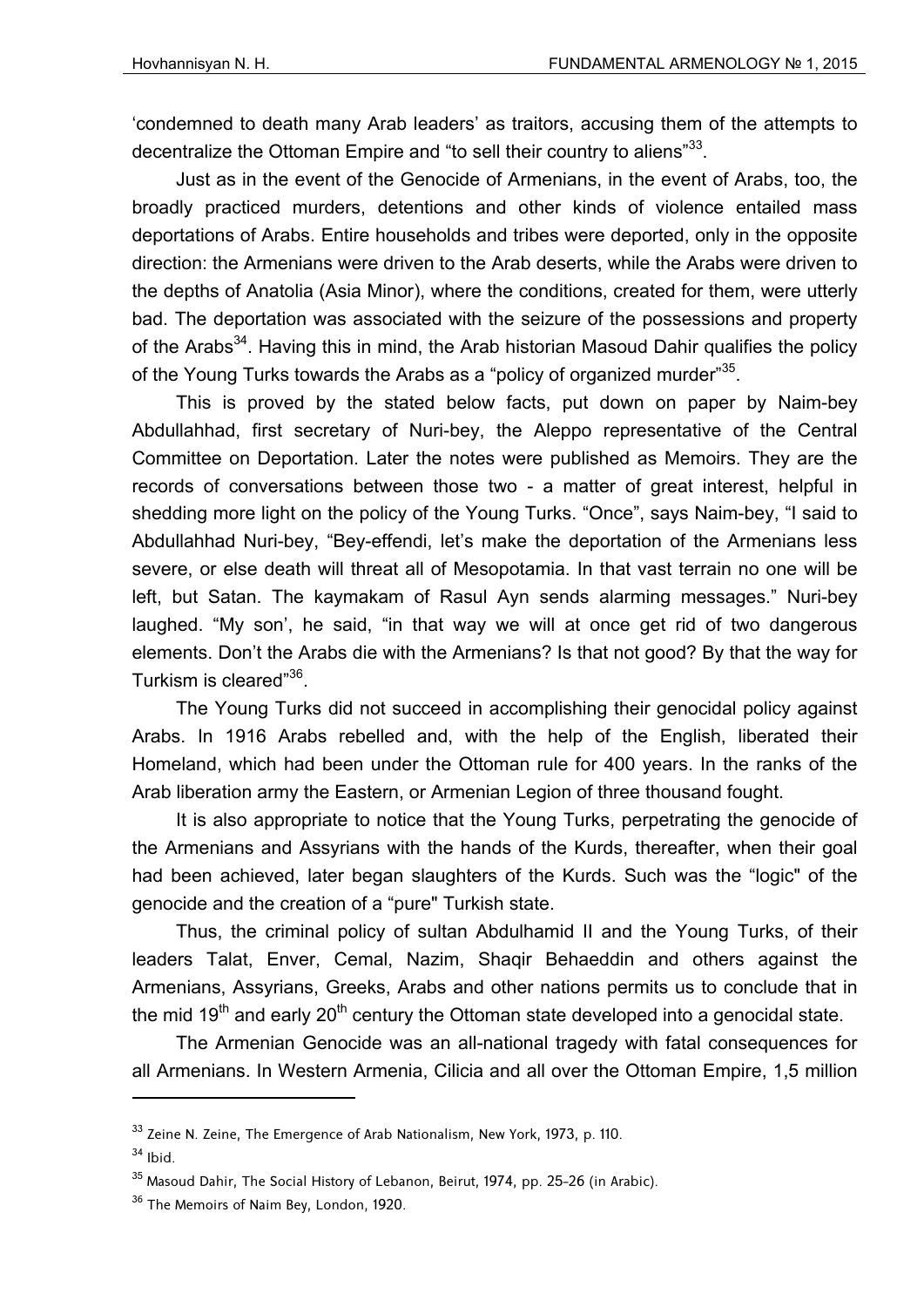'condemned to death many Arab leaders' as traitors, accusing them of the attempts to decentralize the Ottoman Empire and "to sell their country to aliens"[33].

Just as in the event of the Genocide of Armenians, in the event of Arabs, too, the broadly practiced murders, detentions and other kinds of violence entailed mass deportations of Arabs. Entire households and tribes were deported, only in the opposite direction: the Armenians were driven to the Arab deserts, while the Arabs were driven to the depths of Anatolia (Asia Minor), where the conditions, created for them, were utterly bad. The deportation was associated with the seizure of the possessions and property of the Arabs[34]. Having this in mind, the Arab historian Masoud Dahir qualifies the policy of the Young Turks towards the Arabs as a "policy of organized murder"[35].

This is proved by the stated below facts, put down on paper by Naim-bey Abdullahhad, first secretary of Nuri-bey, the Aleppo representative of the Central Committee on Deportation. Later the notes were published as Memoirs. They are the records of conversations between those two - a matter of great interest, helpful in shedding more light on the policy of the Young Turks. "Once", says Naim-bey, "I said to Abdullahhad Nuri-bey, "Bey-effendi, let's make the deportation of the Armenians less severe, or else death will threat all of Mesopotamia. In that vast terrain no one will be left, but Satan. The kaymakam of Rasul Ayn sends alarming messages." Nuri-bey laughed. "My son', he said, "in that way we will at once get rid of two dangerous elements. Don't the Arabs die with the Armenians? Is that not good? By that the way for Turkism is cleared"[36].

The Young Turks did not succeed in accomplishing their genocidal policy against Arabs. In 1916 Arabs rebelled and, with the help of the English, liberated their Homeland, which had been under the Ottoman rule for 400 years. In the ranks of the Arab liberation army the Eastern, or Armenian Legion of three thousand fought.

It is also appropriate to notice that the Young Turks, perpetrating the genocide of the Armenians and Assyrians with the hands of the Kurds, thereafter, when their goal had been achieved, later began slaughters of the Kurds. Such was the "logic" of the genocide and the creation of a "pure" Turkish state.

Thus, the criminal policy of sultan Abdulhamid II and the Young Turks, of their leaders Talat, Enver, Cemal, Nazim, Shaqir Behaeddin and others against the Armenians, Assyrians, Greeks, Arabs and other nations permits us to conclude that in the mid 19th and early 20th century the Ottoman state developed into a genocidal state.

The Armenian Genocide was an all-national tragedy with fatal consequences for all Armenians. In Western Armenia, Cilicia and all over the Ottoman Empire, 1,5 million

---

[33] Zeine N. Zeine, The Emergence of Arab Nationalism, New York, 1973, p. 110.

[34] Ibid.

[35] Masoud Dahir, The Social History of Lebanon, Beirut, 1974, pp. 25-26 (in Arabic).

[36] The Memoirs of Naim Bey, London, 1920.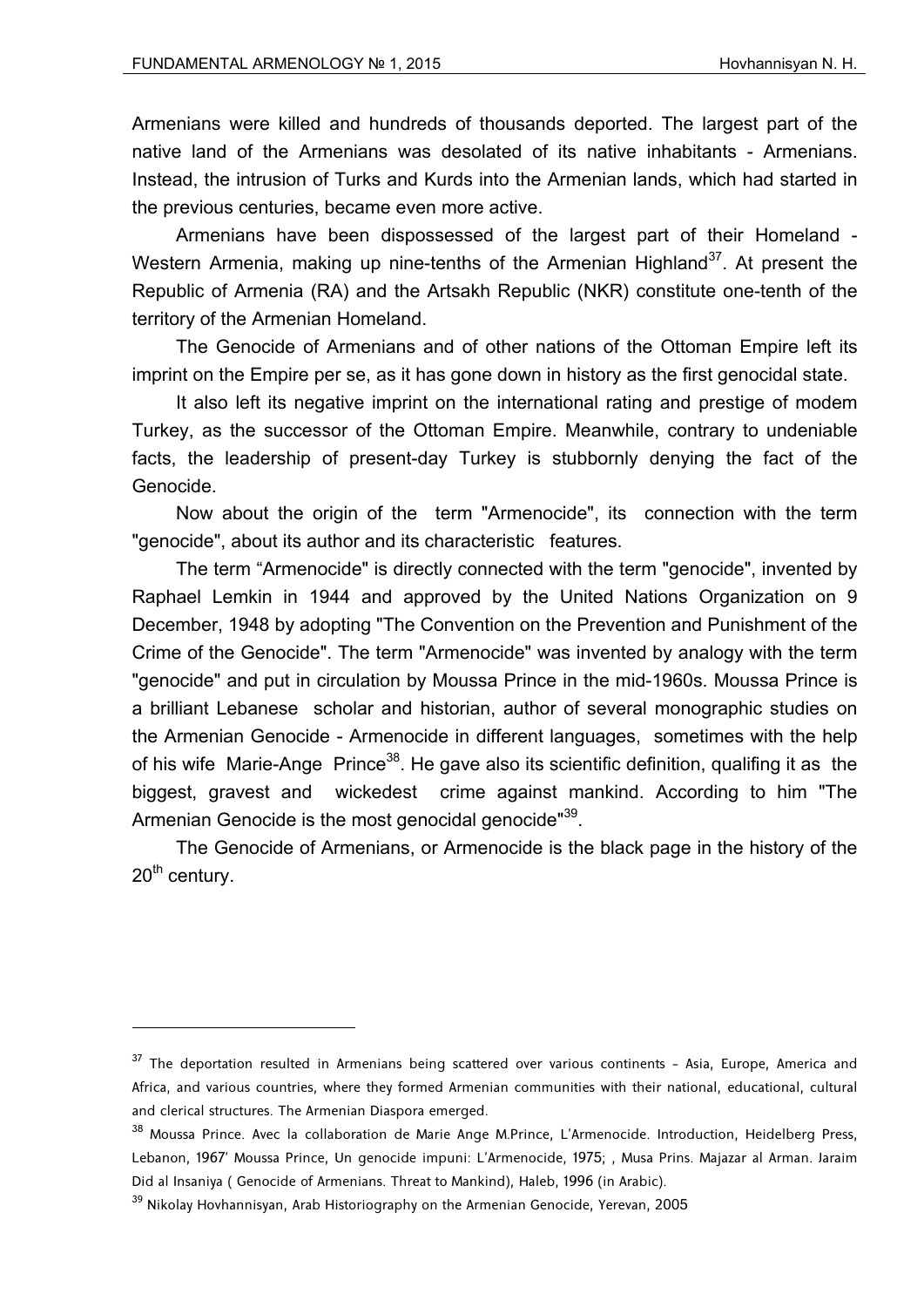Armenians were killed and hundreds of thousands deported. The largest part of the native land of the Armenians was desolated of its native inhabitants - Armenians. Instead, the intrusion of Turks and Kurds into the Armenian lands, which had started in the previous centuries, became even more active.

Armenians have been dispossessed of the largest part of their Homeland - Western Armenia, making up nine-tenths of the Armenian Highland[37]. At present the Republic of Armenia (RA) and the Artsakh Republic (NKR) constitute one-tenth of the territory of the Armenian Homeland.

The Genocide of Armenians and of other nations of the Ottoman Empire left its imprint on the Empire per se, as it has gone down in history as the first genocidal state.

It also left its negative imprint on the international rating and prestige of modem Turkey, as the successor of the Ottoman Empire. Meanwhile, contrary to undeniable facts, the leadership of present-day Turkey is stubbornly denying the fact of the Genocide.

Now about the origin of the term "Armenocide", its connection with the term "genocide", about its author and its characteristic features.

The term "Armenocide" is directly connected with the term "genocide", invented by Raphael Lemkin in 1944 and approved by the United Nations Organization on 9 December, 1948 by adopting "The Convention on the Prevention and Punishment of the Crime of the Genocide". The term "Armenocide" was invented by analogy with the term "genocide" and put in circulation by Moussa Prince in the mid-1960s. Moussa Prince is a brilliant Lebanese scholar and historian, author of several monographic studies on the Armenian Genocide - Armenocide in different languages, sometimes with the help of his wife Marie-Ange Prince[38]. He gave also its scientific definition, qualifing it as the biggest, gravest and wickedest crime against mankind. According to him "The Armenian Genocide is the most genocidal genocide"[39].

The Genocide of Armenians, or Armenocide is the black page in the history of the 20th century.

---

[37] The deportation resulted in Armenians being scattered over various continents – Asia, Europe, America and Africa, and various countries, where they formed Armenian communities with their national, educational, cultural and clerical structures. The Armenian Diaspora emerged.

[38] Moussa Prince. Avec la collaboration de Marie Ange M.Prince, L'Armenocide. Introduction, Heidelberg Press, Lebanon, 1967' Moussa Prince, Un genocide impuni: L'Armenocide, 1975; , Musa Prins. Majazar al Arman. Jaraim Did al Insaniya ( Genocide of Armenians. Threat to Mankind), Haleb, 1996 (in Arabic).

[39] Nikolay Hovhannisyan, Arab Historiography on the Armenian Genocide, Yerevan, 2005